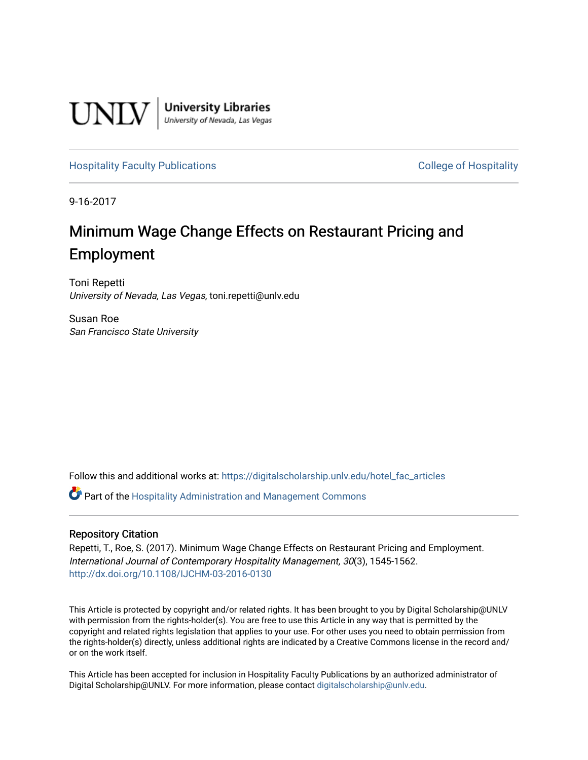UNLV | University Libraries
University of Nevada, Las Vegas

Hospitality Faculty Publications | College of Hospitality

9-16-2017

# Minimum Wage Change Effects on Restaurant Pricing and Employment

Toni Repetti
*University of Nevada, Las Vegas*, toni.repetti@unlv.edu

Susan Roe
*San Francisco State University*

Follow this and additional works at: https://digitalscholarship.unlv.edu/hotel_fac_articles

Part of the Hospitality Administration and Management Commons

## Repository Citation

Repetti, T., Roe, S. (2017). Minimum Wage Change Effects on Restaurant Pricing and Employment. *International Journal of Contemporary Hospitality Management, 30*(3), 1545-1562.
http://dx.doi.org/10.1108/IJCHM-03-2016-0130

This Article is protected by copyright and/or related rights. It has been brought to you by Digital Scholarship@UNLV with permission from the rights-holder(s). You are free to use this Article in any way that is permitted by the copyright and related rights legislation that applies to your use. For other uses you need to obtain permission from the rights-holder(s) directly, unless additional rights are indicated by a Creative Commons license in the record and/or on the work itself.

This Article has been accepted for inclusion in Hospitality Faculty Publications by an authorized administrator of Digital Scholarship@UNLV. For more information, please contact digitalscholarship@unlv.edu.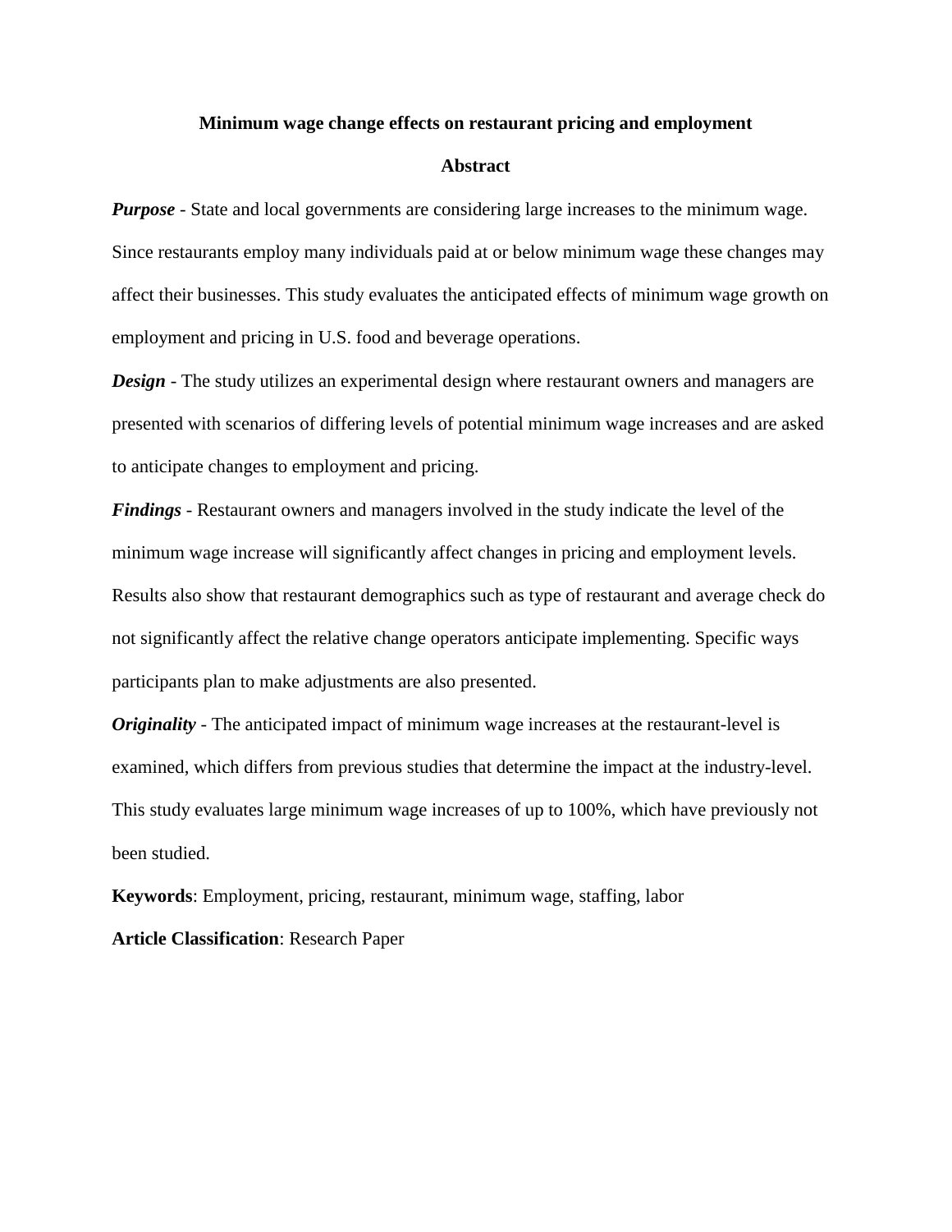# Minimum wage change effects on restaurant pricing and employment

## Abstract

***Purpose*** - State and local governments are considering large increases to the minimum wage. Since restaurants employ many individuals paid at or below minimum wage these changes may affect their businesses. This study evaluates the anticipated effects of minimum wage growth on employment and pricing in U.S. food and beverage operations.

***Design*** - The study utilizes an experimental design where restaurant owners and managers are presented with scenarios of differing levels of potential minimum wage increases and are asked to anticipate changes to employment and pricing.

***Findings*** - Restaurant owners and managers involved in the study indicate the level of the minimum wage increase will significantly affect changes in pricing and employment levels. Results also show that restaurant demographics such as type of restaurant and average check do not significantly affect the relative change operators anticipate implementing. Specific ways participants plan to make adjustments are also presented.

***Originality*** - The anticipated impact of minimum wage increases at the restaurant-level is examined, which differs from previous studies that determine the impact at the industry-level. This study evaluates large minimum wage increases of up to 100%, which have previously not been studied.

**Keywords**: Employment, pricing, restaurant, minimum wage, staffing, labor

**Article Classification**: Research Paper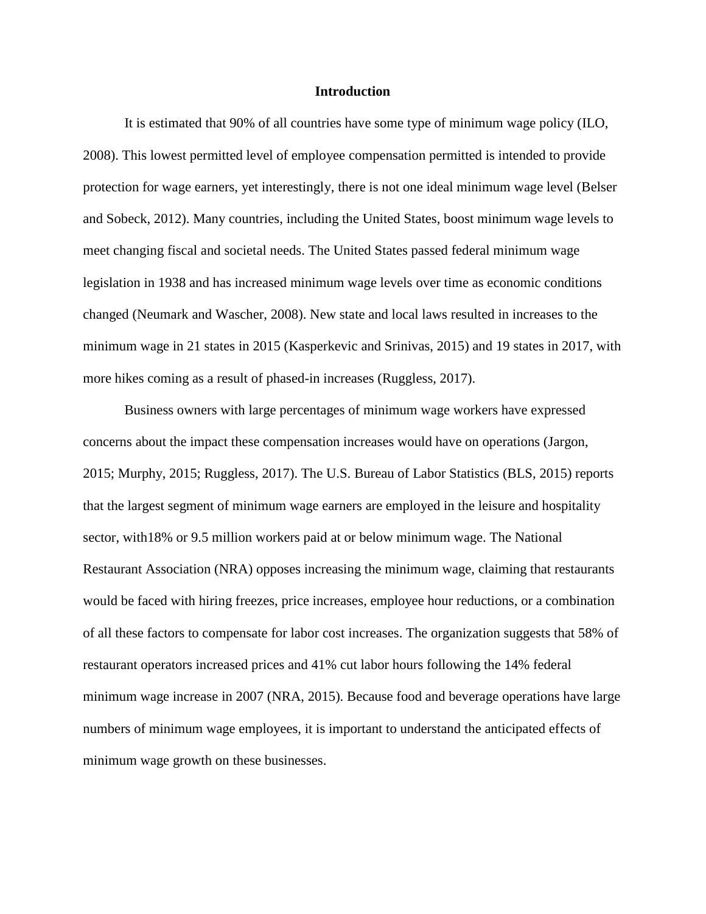# Introduction

It is estimated that 90% of all countries have some type of minimum wage policy (ILO, 2008). This lowest permitted level of employee compensation permitted is intended to provide protection for wage earners, yet interestingly, there is not one ideal minimum wage level (Belser and Sobeck, 2012). Many countries, including the United States, boost minimum wage levels to meet changing fiscal and societal needs. The United States passed federal minimum wage legislation in 1938 and has increased minimum wage levels over time as economic conditions changed (Neumark and Wascher, 2008). New state and local laws resulted in increases to the minimum wage in 21 states in 2015 (Kasperkevic and Srinivas, 2015) and 19 states in 2017, with more hikes coming as a result of phased-in increases (Ruggless, 2017).

Business owners with large percentages of minimum wage workers have expressed concerns about the impact these compensation increases would have on operations (Jargon, 2015; Murphy, 2015; Ruggless, 2017). The U.S. Bureau of Labor Statistics (BLS, 2015) reports that the largest segment of minimum wage earners are employed in the leisure and hospitality sector, with18% or 9.5 million workers paid at or below minimum wage. The National Restaurant Association (NRA) opposes increasing the minimum wage, claiming that restaurants would be faced with hiring freezes, price increases, employee hour reductions, or a combination of all these factors to compensate for labor cost increases. The organization suggests that 58% of restaurant operators increased prices and 41% cut labor hours following the 14% federal minimum wage increase in 2007 (NRA, 2015). Because food and beverage operations have large numbers of minimum wage employees, it is important to understand the anticipated effects of minimum wage growth on these businesses.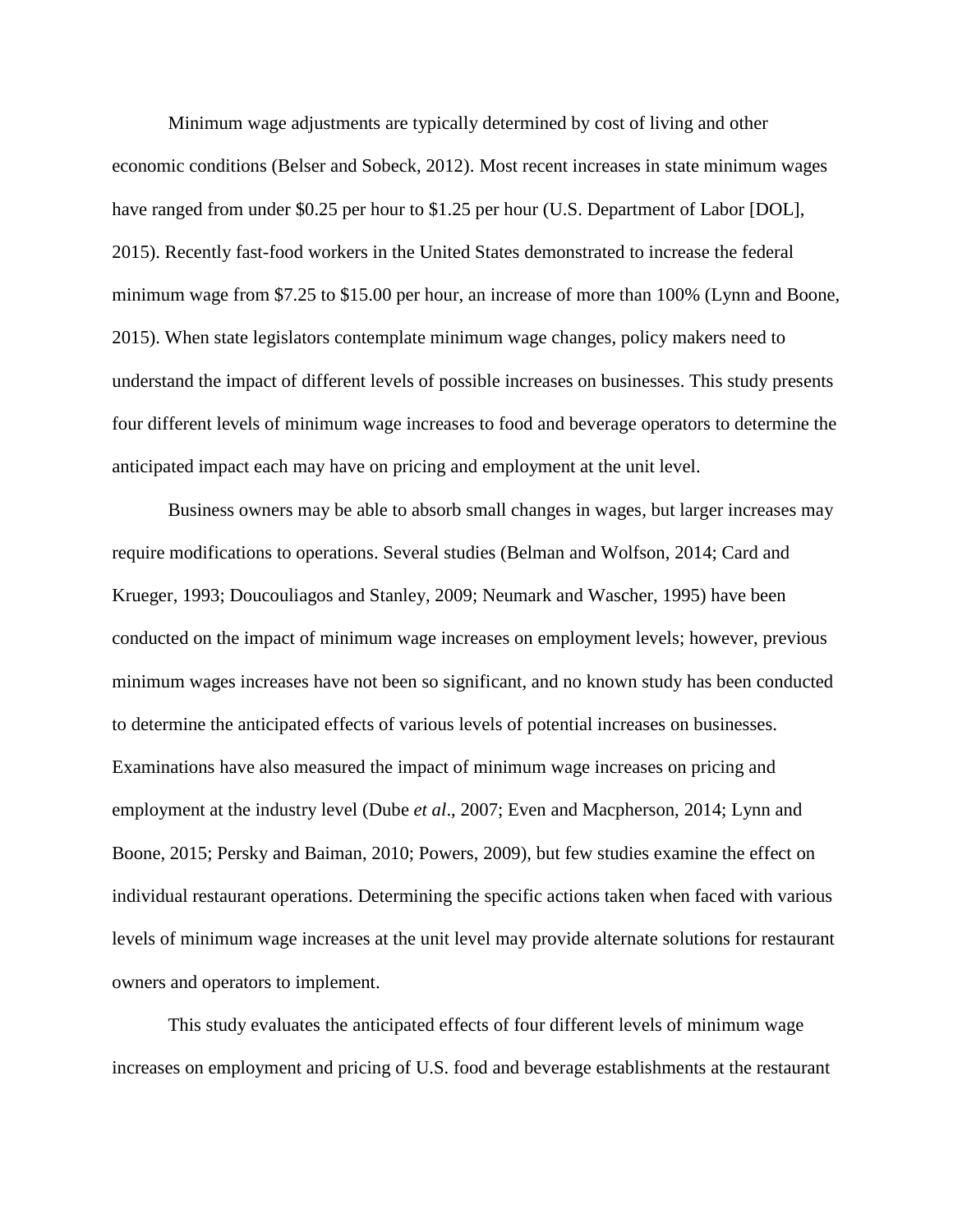Minimum wage adjustments are typically determined by cost of living and other economic conditions (Belser and Sobeck, 2012). Most recent increases in state minimum wages have ranged from under $0.25 per hour to $1.25 per hour (U.S. Department of Labor [DOL], 2015). Recently fast-food workers in the United States demonstrated to increase the federal minimum wage from $7.25 to $15.00 per hour, an increase of more than 100% (Lynn and Boone, 2015). When state legislators contemplate minimum wage changes, policy makers need to understand the impact of different levels of possible increases on businesses. This study presents four different levels of minimum wage increases to food and beverage operators to determine the anticipated impact each may have on pricing and employment at the unit level.

Business owners may be able to absorb small changes in wages, but larger increases may require modifications to operations. Several studies (Belman and Wolfson, 2014; Card and Krueger, 1993; Doucouliagos and Stanley, 2009; Neumark and Wascher, 1995) have been conducted on the impact of minimum wage increases on employment levels; however, previous minimum wages increases have not been so significant, and no known study has been conducted to determine the anticipated effects of various levels of potential increases on businesses. Examinations have also measured the impact of minimum wage increases on pricing and employment at the industry level (Dube *et al*., 2007; Even and Macpherson, 2014; Lynn and Boone, 2015; Persky and Baiman, 2010; Powers, 2009), but few studies examine the effect on individual restaurant operations. Determining the specific actions taken when faced with various levels of minimum wage increases at the unit level may provide alternate solutions for restaurant owners and operators to implement.

This study evaluates the anticipated effects of four different levels of minimum wage increases on employment and pricing of U.S. food and beverage establishments at the restaurant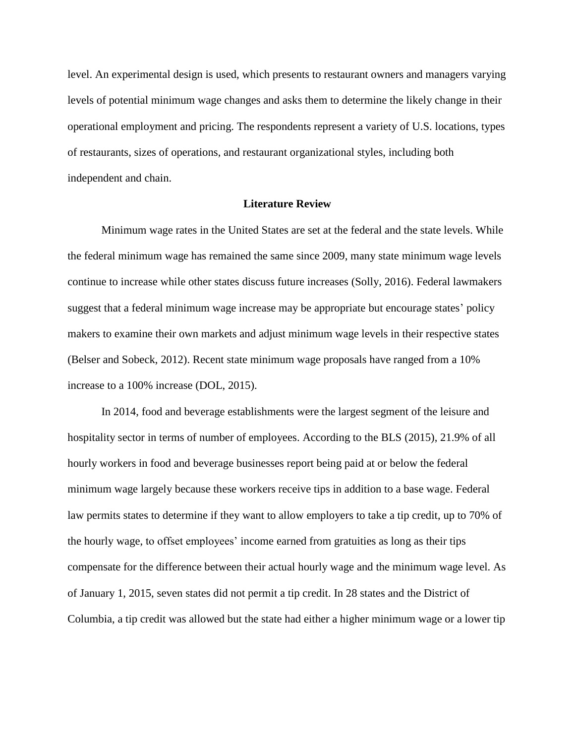level. An experimental design is used, which presents to restaurant owners and managers varying levels of potential minimum wage changes and asks them to determine the likely change in their operational employment and pricing. The respondents represent a variety of U.S. locations, types of restaurants, sizes of operations, and restaurant organizational styles, including both independent and chain.

## Literature Review

Minimum wage rates in the United States are set at the federal and the state levels. While the federal minimum wage has remained the same since 2009, many state minimum wage levels continue to increase while other states discuss future increases (Solly, 2016). Federal lawmakers suggest that a federal minimum wage increase may be appropriate but encourage states' policy makers to examine their own markets and adjust minimum wage levels in their respective states (Belser and Sobeck, 2012). Recent state minimum wage proposals have ranged from a 10% increase to a 100% increase (DOL, 2015).

In 2014, food and beverage establishments were the largest segment of the leisure and hospitality sector in terms of number of employees. According to the BLS (2015), 21.9% of all hourly workers in food and beverage businesses report being paid at or below the federal minimum wage largely because these workers receive tips in addition to a base wage. Federal law permits states to determine if they want to allow employers to take a tip credit, up to 70% of the hourly wage, to offset employees' income earned from gratuities as long as their tips compensate for the difference between their actual hourly wage and the minimum wage level. As of January 1, 2015, seven states did not permit a tip credit. In 28 states and the District of Columbia, a tip credit was allowed but the state had either a higher minimum wage or a lower tip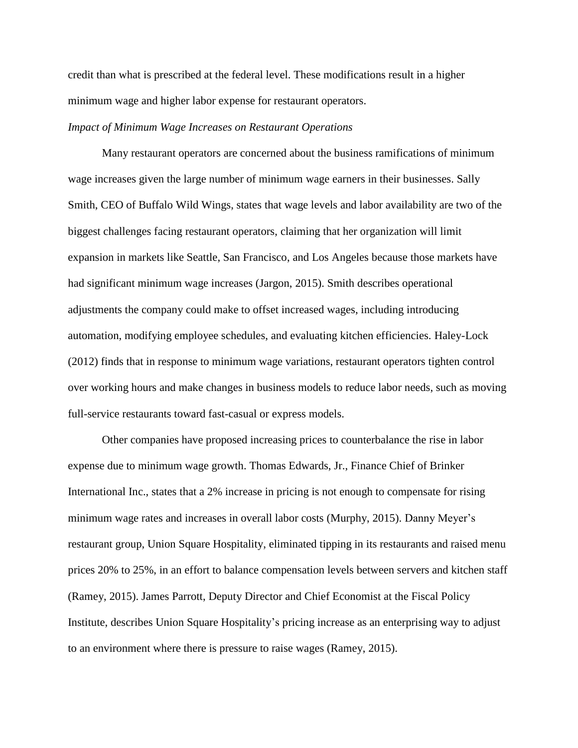credit than what is prescribed at the federal level. These modifications result in a higher minimum wage and higher labor expense for restaurant operators.

*Impact of Minimum Wage Increases on Restaurant Operations*

Many restaurant operators are concerned about the business ramifications of minimum wage increases given the large number of minimum wage earners in their businesses. Sally Smith, CEO of Buffalo Wild Wings, states that wage levels and labor availability are two of the biggest challenges facing restaurant operators, claiming that her organization will limit expansion in markets like Seattle, San Francisco, and Los Angeles because those markets have had significant minimum wage increases (Jargon, 2015). Smith describes operational adjustments the company could make to offset increased wages, including introducing automation, modifying employee schedules, and evaluating kitchen efficiencies. Haley-Lock (2012) finds that in response to minimum wage variations, restaurant operators tighten control over working hours and make changes in business models to reduce labor needs, such as moving full-service restaurants toward fast-casual or express models.

Other companies have proposed increasing prices to counterbalance the rise in labor expense due to minimum wage growth. Thomas Edwards, Jr., Finance Chief of Brinker International Inc., states that a 2% increase in pricing is not enough to compensate for rising minimum wage rates and increases in overall labor costs (Murphy, 2015). Danny Meyer's restaurant group, Union Square Hospitality, eliminated tipping in its restaurants and raised menu prices 20% to 25%, in an effort to balance compensation levels between servers and kitchen staff (Ramey, 2015). James Parrott, Deputy Director and Chief Economist at the Fiscal Policy Institute, describes Union Square Hospitality's pricing increase as an enterprising way to adjust to an environment where there is pressure to raise wages (Ramey, 2015).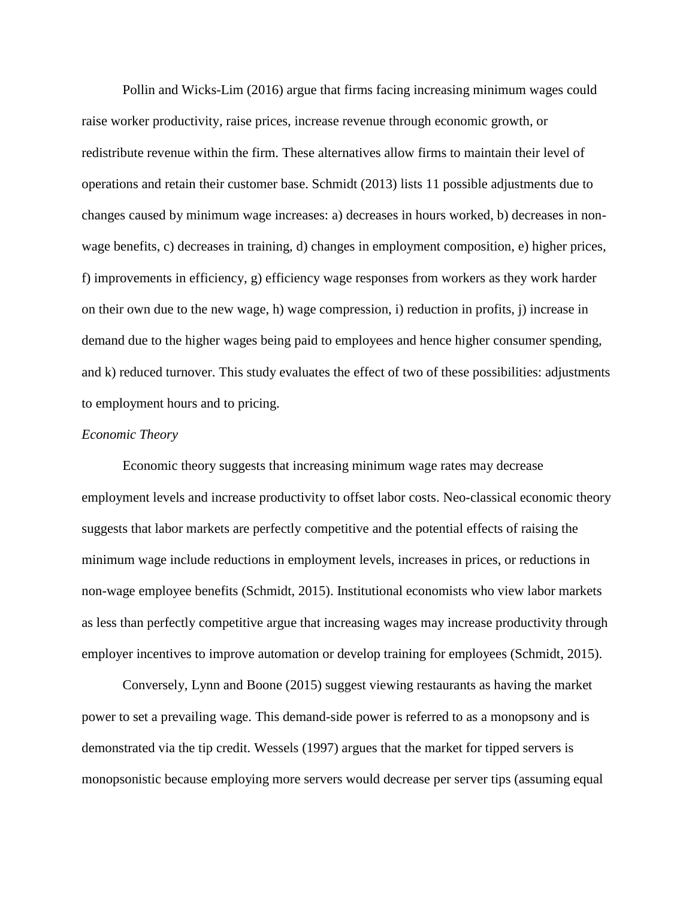Pollin and Wicks-Lim (2016) argue that firms facing increasing minimum wages could raise worker productivity, raise prices, increase revenue through economic growth, or redistribute revenue within the firm. These alternatives allow firms to maintain their level of operations and retain their customer base. Schmidt (2013) lists 11 possible adjustments due to changes caused by minimum wage increases: a) decreases in hours worked, b) decreases in non-wage benefits, c) decreases in training, d) changes in employment composition, e) higher prices, f) improvements in efficiency, g) efficiency wage responses from workers as they work harder on their own due to the new wage, h) wage compression, i) reduction in profits, j) increase in demand due to the higher wages being paid to employees and hence higher consumer spending, and k) reduced turnover. This study evaluates the effect of two of these possibilities: adjustments to employment hours and to pricing.

*Economic Theory*

Economic theory suggests that increasing minimum wage rates may decrease employment levels and increase productivity to offset labor costs. Neo-classical economic theory suggests that labor markets are perfectly competitive and the potential effects of raising the minimum wage include reductions in employment levels, increases in prices, or reductions in non-wage employee benefits (Schmidt, 2015). Institutional economists who view labor markets as less than perfectly competitive argue that increasing wages may increase productivity through employer incentives to improve automation or develop training for employees (Schmidt, 2015).

Conversely, Lynn and Boone (2015) suggest viewing restaurants as having the market power to set a prevailing wage. This demand-side power is referred to as a monopsony and is demonstrated via the tip credit. Wessels (1997) argues that the market for tipped servers is monopsonistic because employing more servers would decrease per server tips (assuming equal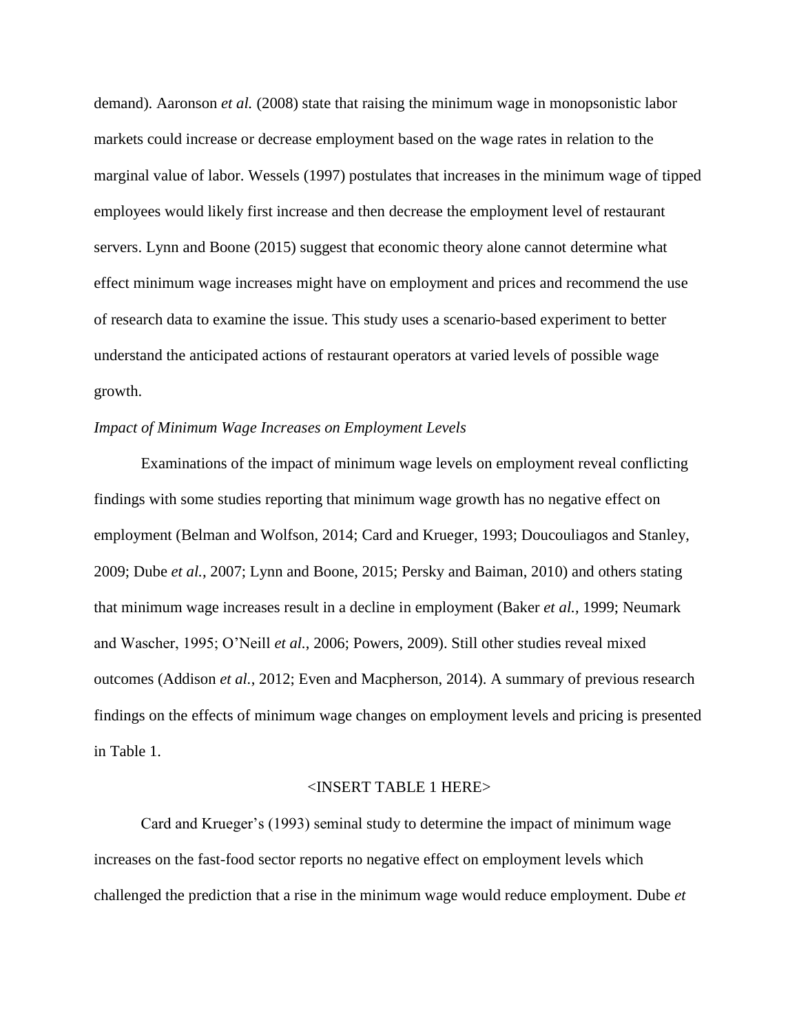demand). Aaronson *et al.* (2008) state that raising the minimum wage in monopsonistic labor markets could increase or decrease employment based on the wage rates in relation to the marginal value of labor. Wessels (1997) postulates that increases in the minimum wage of tipped employees would likely first increase and then decrease the employment level of restaurant servers. Lynn and Boone (2015) suggest that economic theory alone cannot determine what effect minimum wage increases might have on employment and prices and recommend the use of research data to examine the issue. This study uses a scenario-based experiment to better understand the anticipated actions of restaurant operators at varied levels of possible wage growth.

*Impact of Minimum Wage Increases on Employment Levels*

Examinations of the impact of minimum wage levels on employment reveal conflicting findings with some studies reporting that minimum wage growth has no negative effect on employment (Belman and Wolfson, 2014; Card and Krueger, 1993; Doucouliagos and Stanley, 2009; Dube *et al.*, 2007; Lynn and Boone, 2015; Persky and Baiman, 2010) and others stating that minimum wage increases result in a decline in employment (Baker *et al.*, 1999; Neumark and Wascher, 1995; O'Neill *et al.*, 2006; Powers, 2009). Still other studies reveal mixed outcomes (Addison *et al.*, 2012; Even and Macpherson, 2014). A summary of previous research findings on the effects of minimum wage changes on employment levels and pricing is presented in Table 1.

<INSERT TABLE 1 HERE>

Card and Krueger's (1993) seminal study to determine the impact of minimum wage increases on the fast-food sector reports no negative effect on employment levels which challenged the prediction that a rise in the minimum wage would reduce employment. Dube *et*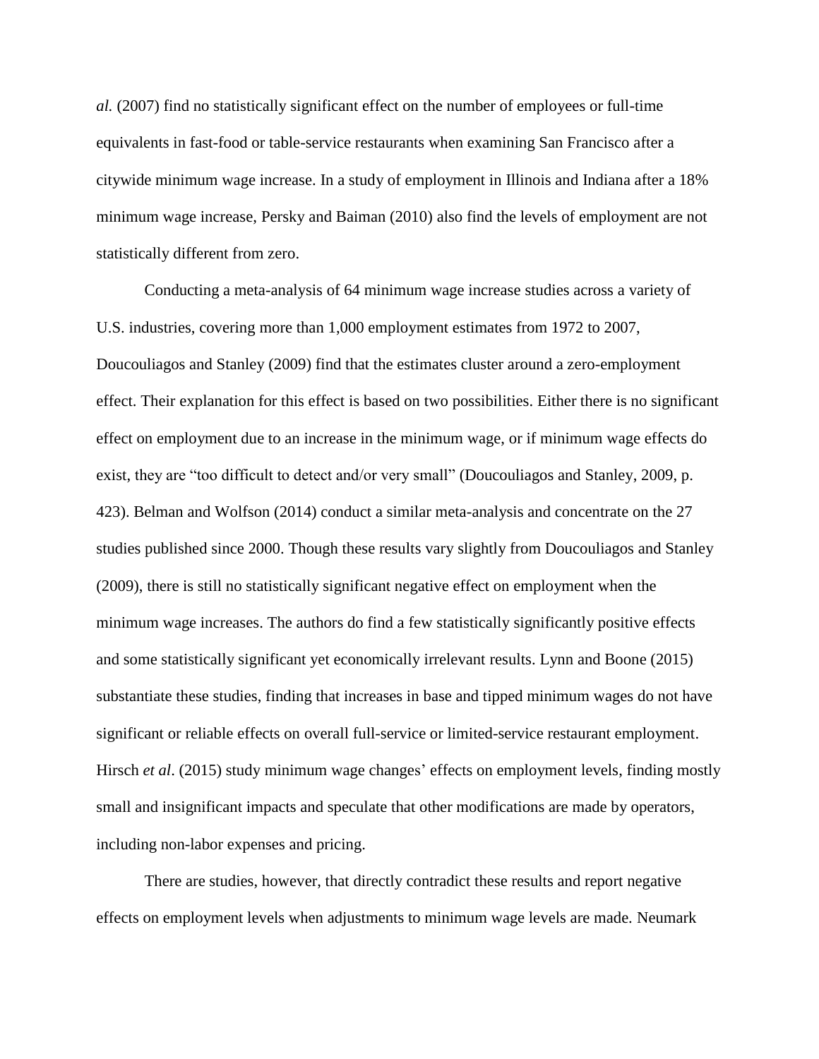*al.* (2007) find no statistically significant effect on the number of employees or full-time equivalents in fast-food or table-service restaurants when examining San Francisco after a citywide minimum wage increase. In a study of employment in Illinois and Indiana after a 18% minimum wage increase, Persky and Baiman (2010) also find the levels of employment are not statistically different from zero.

Conducting a meta-analysis of 64 minimum wage increase studies across a variety of U.S. industries, covering more than 1,000 employment estimates from 1972 to 2007, Doucouliagos and Stanley (2009) find that the estimates cluster around a zero-employment effect. Their explanation for this effect is based on two possibilities. Either there is no significant effect on employment due to an increase in the minimum wage, or if minimum wage effects do exist, they are "too difficult to detect and/or very small" (Doucouliagos and Stanley, 2009, p. 423). Belman and Wolfson (2014) conduct a similar meta-analysis and concentrate on the 27 studies published since 2000. Though these results vary slightly from Doucouliagos and Stanley (2009), there is still no statistically significant negative effect on employment when the minimum wage increases. The authors do find a few statistically significantly positive effects and some statistically significant yet economically irrelevant results. Lynn and Boone (2015) substantiate these studies, finding that increases in base and tipped minimum wages do not have significant or reliable effects on overall full-service or limited-service restaurant employment. Hirsch *et al*. (2015) study minimum wage changes' effects on employment levels, finding mostly small and insignificant impacts and speculate that other modifications are made by operators, including non-labor expenses and pricing.

There are studies, however, that directly contradict these results and report negative effects on employment levels when adjustments to minimum wage levels are made. Neumark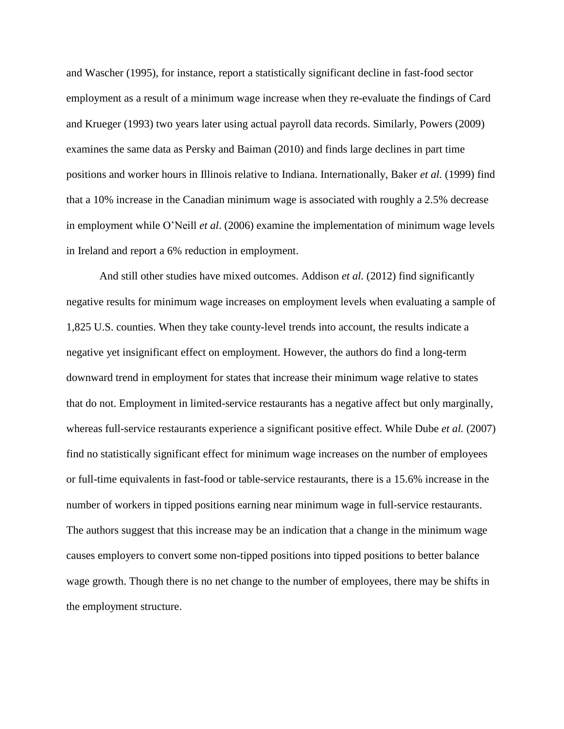and Wascher (1995), for instance, report a statistically significant decline in fast-food sector employment as a result of a minimum wage increase when they re-evaluate the findings of Card and Krueger (1993) two years later using actual payroll data records. Similarly, Powers (2009) examines the same data as Persky and Baiman (2010) and finds large declines in part time positions and worker hours in Illinois relative to Indiana. Internationally, Baker *et al.* (1999) find that a 10% increase in the Canadian minimum wage is associated with roughly a 2.5% decrease in employment while O'Neill *et al*. (2006) examine the implementation of minimum wage levels in Ireland and report a 6% reduction in employment.

And still other studies have mixed outcomes. Addison *et al.* (2012) find significantly negative results for minimum wage increases on employment levels when evaluating a sample of 1,825 U.S. counties. When they take county-level trends into account, the results indicate a negative yet insignificant effect on employment. However, the authors do find a long-term downward trend in employment for states that increase their minimum wage relative to states that do not. Employment in limited-service restaurants has a negative affect but only marginally, whereas full-service restaurants experience a significant positive effect. While Dube *et al.* (2007) find no statistically significant effect for minimum wage increases on the number of employees or full-time equivalents in fast-food or table-service restaurants, there is a 15.6% increase in the number of workers in tipped positions earning near minimum wage in full-service restaurants. The authors suggest that this increase may be an indication that a change in the minimum wage causes employers to convert some non-tipped positions into tipped positions to better balance wage growth. Though there is no net change to the number of employees, there may be shifts in the employment structure.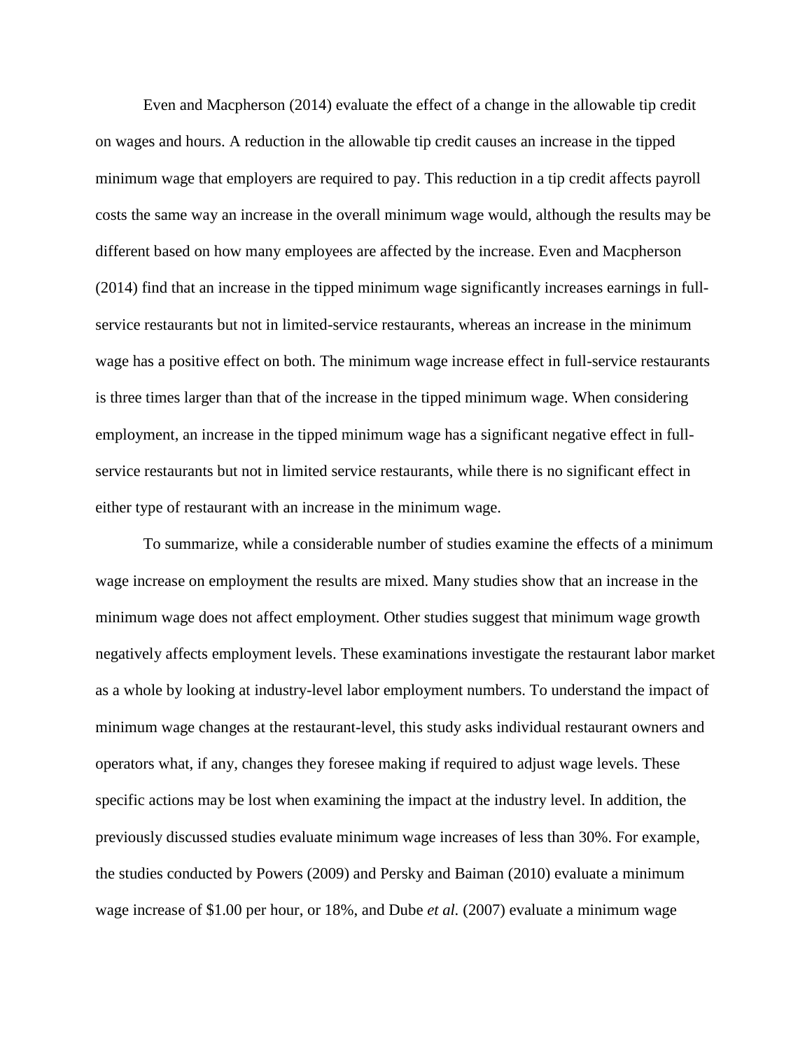Even and Macpherson (2014) evaluate the effect of a change in the allowable tip credit on wages and hours. A reduction in the allowable tip credit causes an increase in the tipped minimum wage that employers are required to pay. This reduction in a tip credit affects payroll costs the same way an increase in the overall minimum wage would, although the results may be different based on how many employees are affected by the increase. Even and Macpherson (2014) find that an increase in the tipped minimum wage significantly increases earnings in full-service restaurants but not in limited-service restaurants, whereas an increase in the minimum wage has a positive effect on both. The minimum wage increase effect in full-service restaurants is three times larger than that of the increase in the tipped minimum wage. When considering employment, an increase in the tipped minimum wage has a significant negative effect in full-service restaurants but not in limited service restaurants, while there is no significant effect in either type of restaurant with an increase in the minimum wage.

To summarize, while a considerable number of studies examine the effects of a minimum wage increase on employment the results are mixed. Many studies show that an increase in the minimum wage does not affect employment. Other studies suggest that minimum wage growth negatively affects employment levels. These examinations investigate the restaurant labor market as a whole by looking at industry-level labor employment numbers. To understand the impact of minimum wage changes at the restaurant-level, this study asks individual restaurant owners and operators what, if any, changes they foresee making if required to adjust wage levels. These specific actions may be lost when examining the impact at the industry level. In addition, the previously discussed studies evaluate minimum wage increases of less than 30%. For example, the studies conducted by Powers (2009) and Persky and Baiman (2010) evaluate a minimum wage increase of $1.00 per hour, or 18%, and Dube *et al.* (2007) evaluate a minimum wage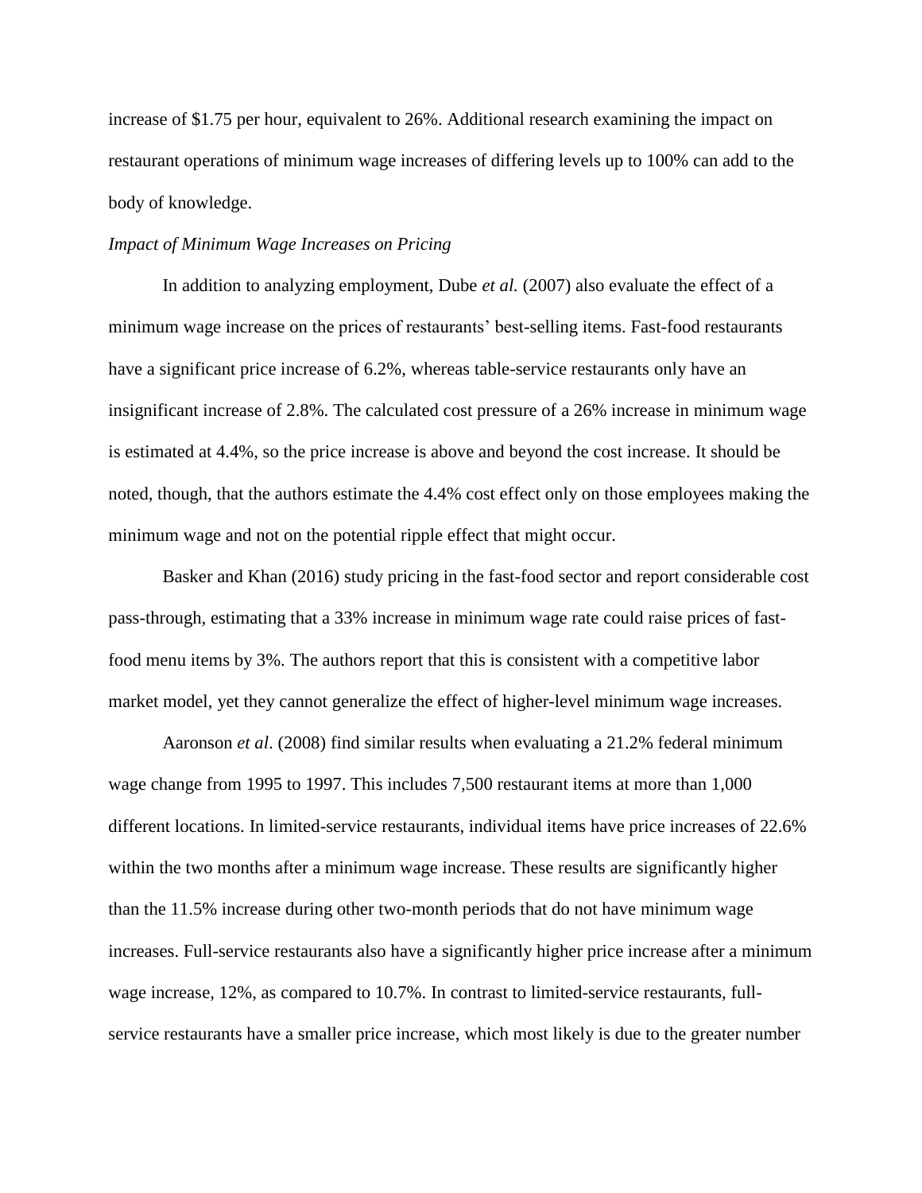increase of $1.75 per hour, equivalent to 26%. Additional research examining the impact on restaurant operations of minimum wage increases of differing levels up to 100% can add to the body of knowledge.

*Impact of Minimum Wage Increases on Pricing*

In addition to analyzing employment, Dube *et al.* (2007) also evaluate the effect of a minimum wage increase on the prices of restaurants' best-selling items. Fast-food restaurants have a significant price increase of 6.2%, whereas table-service restaurants only have an insignificant increase of 2.8%. The calculated cost pressure of a 26% increase in minimum wage is estimated at 4.4%, so the price increase is above and beyond the cost increase. It should be noted, though, that the authors estimate the 4.4% cost effect only on those employees making the minimum wage and not on the potential ripple effect that might occur.

Basker and Khan (2016) study pricing in the fast-food sector and report considerable cost pass-through, estimating that a 33% increase in minimum wage rate could raise prices of fast-food menu items by 3%. The authors report that this is consistent with a competitive labor market model, yet they cannot generalize the effect of higher-level minimum wage increases.

Aaronson *et al*. (2008) find similar results when evaluating a 21.2% federal minimum wage change from 1995 to 1997. This includes 7,500 restaurant items at more than 1,000 different locations. In limited-service restaurants, individual items have price increases of 22.6% within the two months after a minimum wage increase. These results are significantly higher than the 11.5% increase during other two-month periods that do not have minimum wage increases. Full-service restaurants also have a significantly higher price increase after a minimum wage increase, 12%, as compared to 10.7%. In contrast to limited-service restaurants, full-service restaurants have a smaller price increase, which most likely is due to the greater number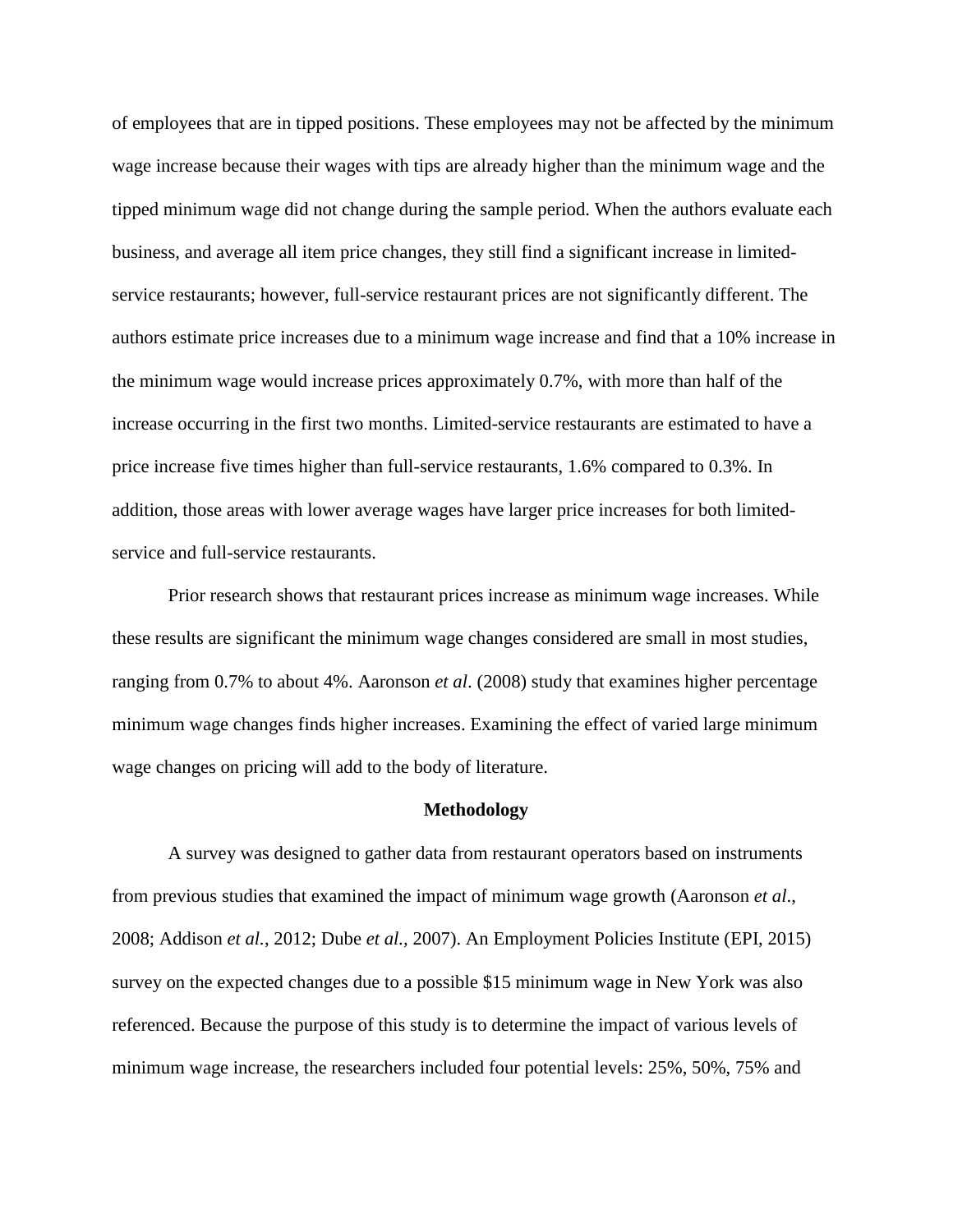of employees that are in tipped positions. These employees may not be affected by the minimum wage increase because their wages with tips are already higher than the minimum wage and the tipped minimum wage did not change during the sample period. When the authors evaluate each business, and average all item price changes, they still find a significant increase in limited-service restaurants; however, full-service restaurant prices are not significantly different. The authors estimate price increases due to a minimum wage increase and find that a 10% increase in the minimum wage would increase prices approximately 0.7%, with more than half of the increase occurring in the first two months. Limited-service restaurants are estimated to have a price increase five times higher than full-service restaurants, 1.6% compared to 0.3%. In addition, those areas with lower average wages have larger price increases for both limited-service and full-service restaurants.

Prior research shows that restaurant prices increase as minimum wage increases. While these results are significant the minimum wage changes considered are small in most studies, ranging from 0.7% to about 4%. Aaronson *et al*. (2008) study that examines higher percentage minimum wage changes finds higher increases. Examining the effect of varied large minimum wage changes on pricing will add to the body of literature.

## Methodology

A survey was designed to gather data from restaurant operators based on instruments from previous studies that examined the impact of minimum wage growth (Aaronson *et al*., 2008; Addison *et al.*, 2012; Dube *et al.,* 2007). An Employment Policies Institute (EPI, 2015) survey on the expected changes due to a possible $15 minimum wage in New York was also referenced. Because the purpose of this study is to determine the impact of various levels of minimum wage increase, the researchers included four potential levels: 25%, 50%, 75% and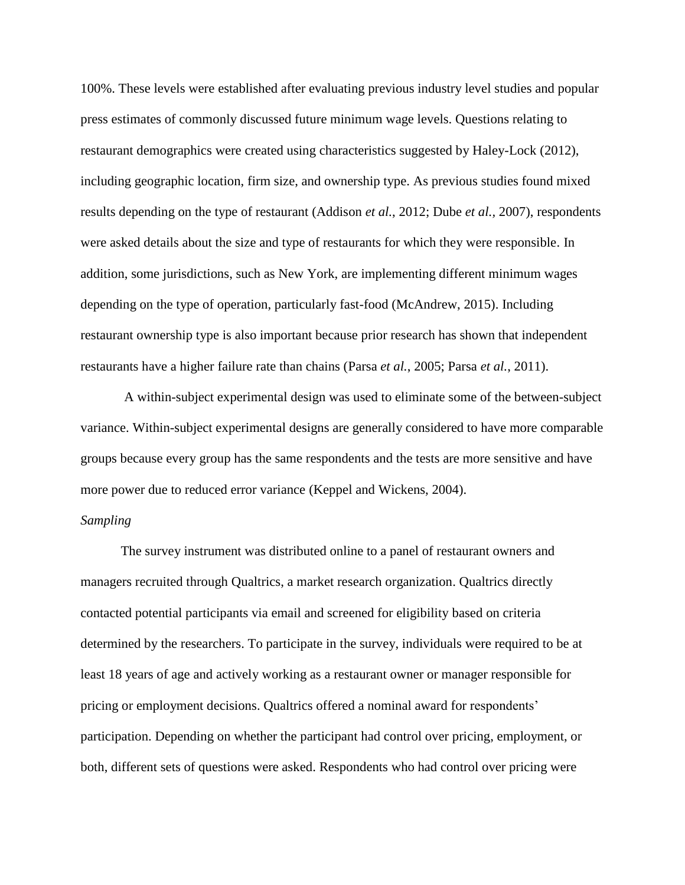100%. These levels were established after evaluating previous industry level studies and popular press estimates of commonly discussed future minimum wage levels. Questions relating to restaurant demographics were created using characteristics suggested by Haley-Lock (2012), including geographic location, firm size, and ownership type. As previous studies found mixed results depending on the type of restaurant (Addison *et al.*, 2012; Dube *et al.*, 2007), respondents were asked details about the size and type of restaurants for which they were responsible. In addition, some jurisdictions, such as New York, are implementing different minimum wages depending on the type of operation, particularly fast-food (McAndrew, 2015). Including restaurant ownership type is also important because prior research has shown that independent restaurants have a higher failure rate than chains (Parsa *et al.*, 2005; Parsa *et al.*, 2011).

A within-subject experimental design was used to eliminate some of the between-subject variance. Within-subject experimental designs are generally considered to have more comparable groups because every group has the same respondents and the tests are more sensitive and have more power due to reduced error variance (Keppel and Wickens, 2004).

*Sampling*

The survey instrument was distributed online to a panel of restaurant owners and managers recruited through Qualtrics, a market research organization. Qualtrics directly contacted potential participants via email and screened for eligibility based on criteria determined by the researchers. To participate in the survey, individuals were required to be at least 18 years of age and actively working as a restaurant owner or manager responsible for pricing or employment decisions. Qualtrics offered a nominal award for respondents' participation. Depending on whether the participant had control over pricing, employment, or both, different sets of questions were asked. Respondents who had control over pricing were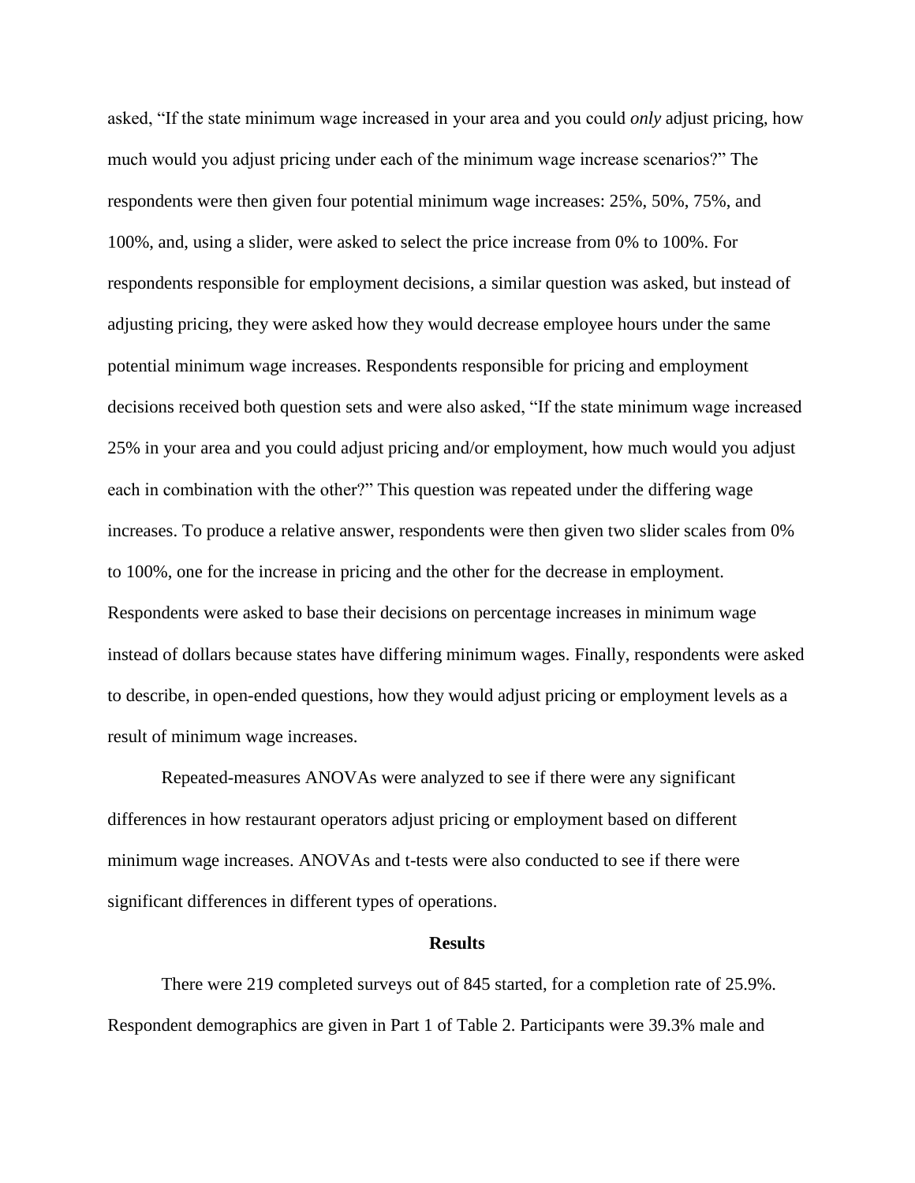asked, "If the state minimum wage increased in your area and you could *only* adjust pricing, how much would you adjust pricing under each of the minimum wage increase scenarios?" The respondents were then given four potential minimum wage increases: 25%, 50%, 75%, and 100%, and, using a slider, were asked to select the price increase from 0% to 100%. For respondents responsible for employment decisions, a similar question was asked, but instead of adjusting pricing, they were asked how they would decrease employee hours under the same potential minimum wage increases. Respondents responsible for pricing and employment decisions received both question sets and were also asked, "If the state minimum wage increased 25% in your area and you could adjust pricing and/or employment, how much would you adjust each in combination with the other?" This question was repeated under the differing wage increases. To produce a relative answer, respondents were then given two slider scales from 0% to 100%, one for the increase in pricing and the other for the decrease in employment. Respondents were asked to base their decisions on percentage increases in minimum wage instead of dollars because states have differing minimum wages. Finally, respondents were asked to describe, in open-ended questions, how they would adjust pricing or employment levels as a result of minimum wage increases.

Repeated-measures ANOVAs were analyzed to see if there were any significant differences in how restaurant operators adjust pricing or employment based on different minimum wage increases. ANOVAs and t-tests were also conducted to see if there were significant differences in different types of operations.

## Results

There were 219 completed surveys out of 845 started, for a completion rate of 25.9%. Respondent demographics are given in Part 1 of Table 2. Participants were 39.3% male and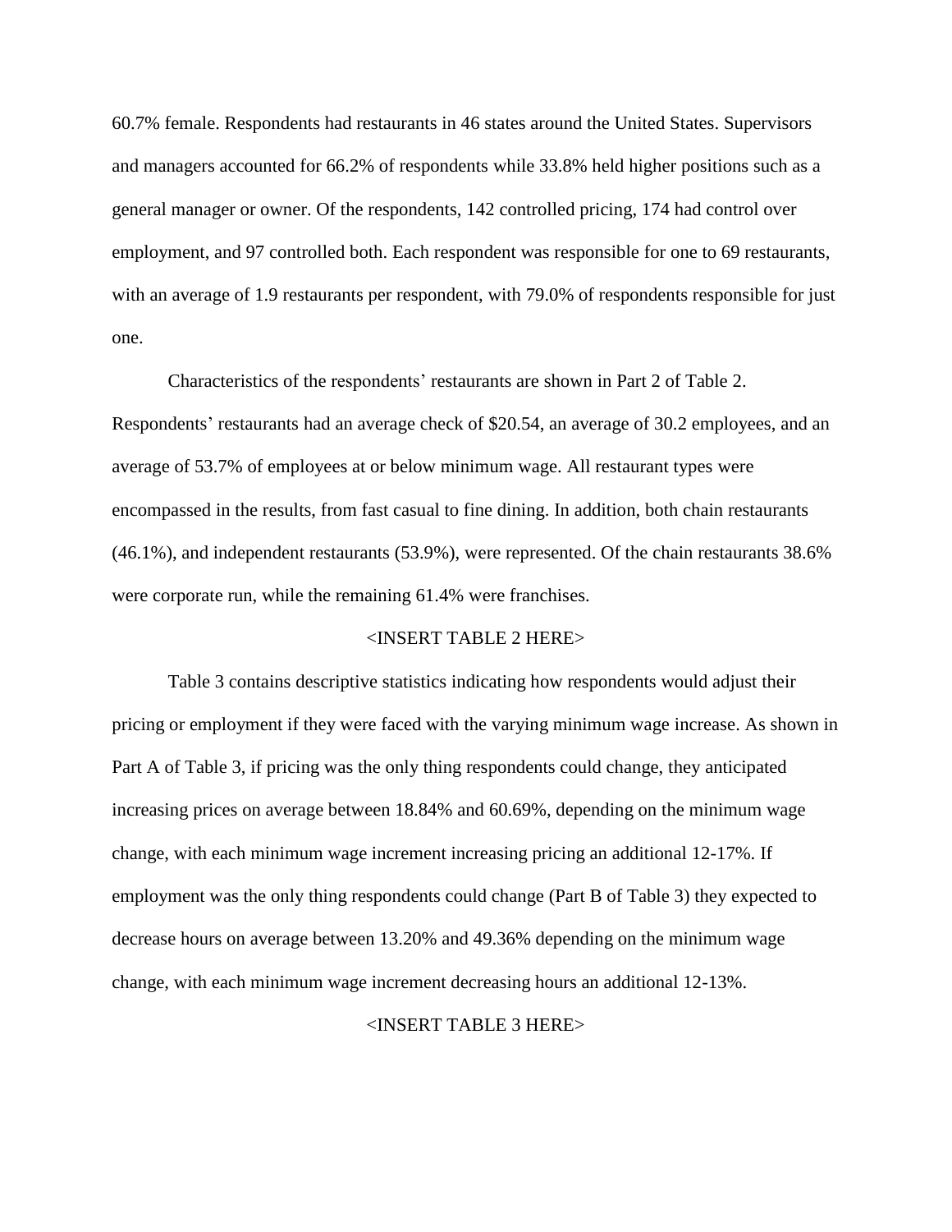60.7% female. Respondents had restaurants in 46 states around the United States. Supervisors and managers accounted for 66.2% of respondents while 33.8% held higher positions such as a general manager or owner. Of the respondents, 142 controlled pricing, 174 had control over employment, and 97 controlled both. Each respondent was responsible for one to 69 restaurants, with an average of 1.9 restaurants per respondent, with 79.0% of respondents responsible for just one.

Characteristics of the respondents' restaurants are shown in Part 2 of Table 2. Respondents' restaurants had an average check of $20.54, an average of 30.2 employees, and an average of 53.7% of employees at or below minimum wage. All restaurant types were encompassed in the results, from fast casual to fine dining. In addition, both chain restaurants (46.1%), and independent restaurants (53.9%), were represented. Of the chain restaurants 38.6% were corporate run, while the remaining 61.4% were franchises.

<INSERT TABLE 2 HERE>

Table 3 contains descriptive statistics indicating how respondents would adjust their pricing or employment if they were faced with the varying minimum wage increase. As shown in Part A of Table 3, if pricing was the only thing respondents could change, they anticipated increasing prices on average between 18.84% and 60.69%, depending on the minimum wage change, with each minimum wage increment increasing pricing an additional 12-17%. If employment was the only thing respondents could change (Part B of Table 3) they expected to decrease hours on average between 13.20% and 49.36% depending on the minimum wage change, with each minimum wage increment decreasing hours an additional 12-13%.

<INSERT TABLE 3 HERE>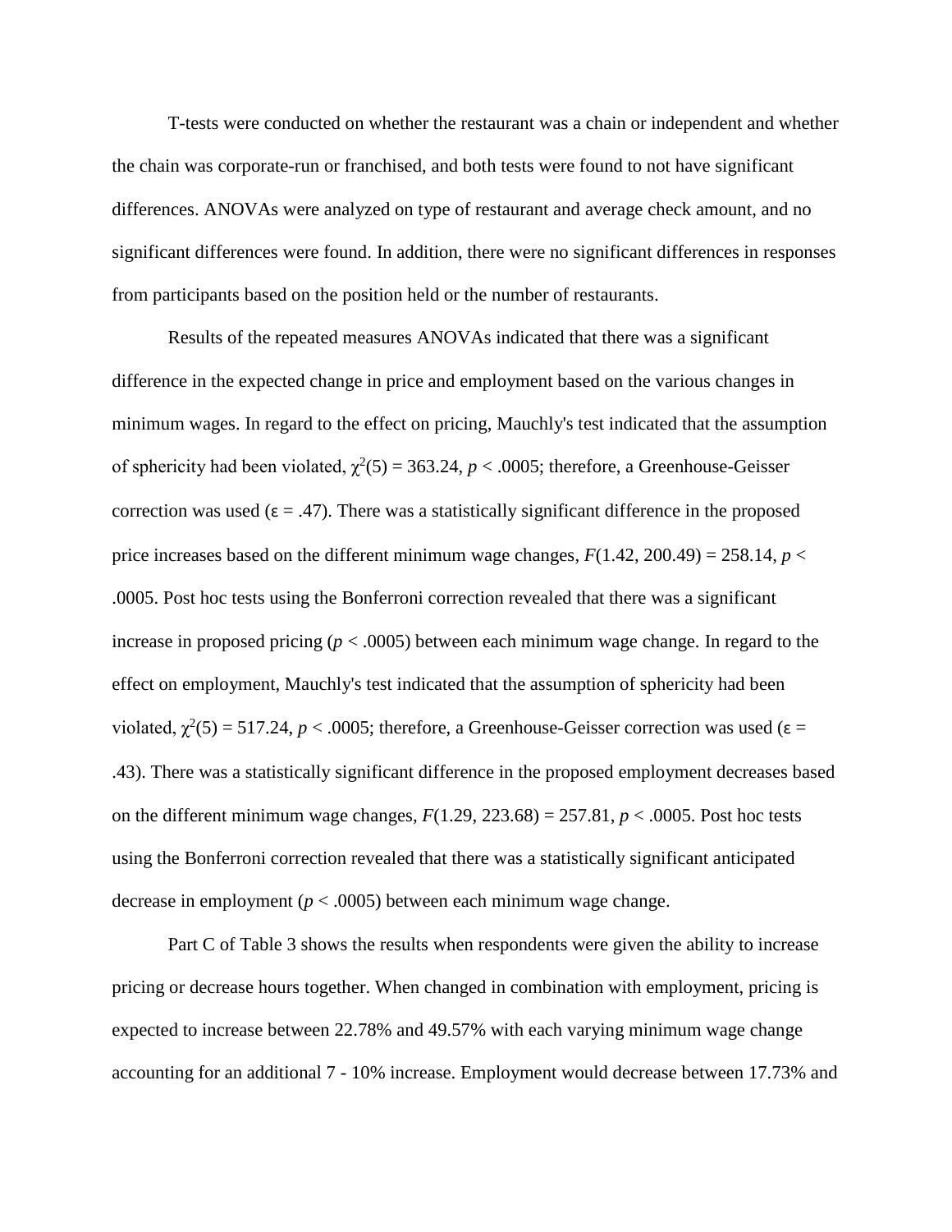T-tests were conducted on whether the restaurant was a chain or independent and whether the chain was corporate-run or franchised, and both tests were found to not have significant differences. ANOVAs were analyzed on type of restaurant and average check amount, and no significant differences were found. In addition, there were no significant differences in responses from participants based on the position held or the number of restaurants.

Results of the repeated measures ANOVAs indicated that there was a significant difference in the expected change in price and employment based on the various changes in minimum wages. In regard to the effect on pricing, Mauchly's test indicated that the assumption of sphericity had been violated, $\chi^2(5) = 363.24$, $p < .0005$; therefore, a Greenhouse-Geisser correction was used ($\varepsilon = .47$). There was a statistically significant difference in the proposed price increases based on the different minimum wage changes, $F(1.42, 200.49) = 258.14$, $p < .0005$. Post hoc tests using the Bonferroni correction revealed that there was a significant increase in proposed pricing ($p < .0005$) between each minimum wage change. In regard to the effect on employment, Mauchly's test indicated that the assumption of sphericity had been violated, $\chi^2(5) = 517.24$, $p < .0005$; therefore, a Greenhouse-Geisser correction was used ($\varepsilon = .43$). There was a statistically significant difference in the proposed employment decreases based on the different minimum wage changes, $F(1.29, 223.68) = 257.81$, $p < .0005$. Post hoc tests using the Bonferroni correction revealed that there was a statistically significant anticipated decrease in employment ($p < .0005$) between each minimum wage change.

Part C of Table 3 shows the results when respondents were given the ability to increase pricing or decrease hours together. When changed in combination with employment, pricing is expected to increase between 22.78% and 49.57% with each varying minimum wage change accounting for an additional 7 - 10% increase. Employment would decrease between 17.73% and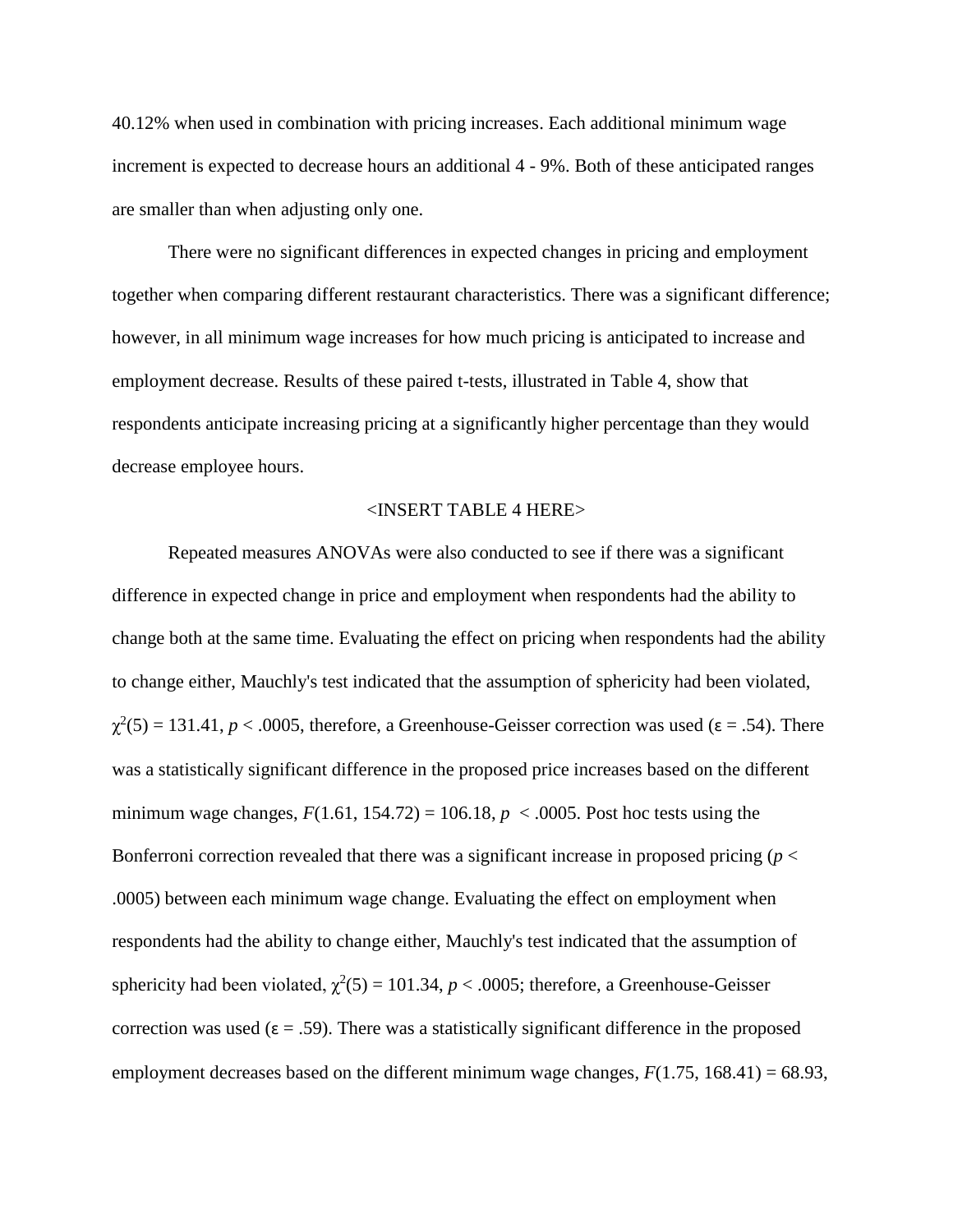40.12% when used in combination with pricing increases. Each additional minimum wage increment is expected to decrease hours an additional 4 - 9%. Both of these anticipated ranges are smaller than when adjusting only one.

There were no significant differences in expected changes in pricing and employment together when comparing different restaurant characteristics. There was a significant difference; however, in all minimum wage increases for how much pricing is anticipated to increase and employment decrease. Results of these paired t-tests, illustrated in Table 4, show that respondents anticipate increasing pricing at a significantly higher percentage than they would decrease employee hours.

<INSERT TABLE 4 HERE>

Repeated measures ANOVAs were also conducted to see if there was a significant difference in expected change in price and employment when respondents had the ability to change both at the same time. Evaluating the effect on pricing when respondents had the ability to change either, Mauchly's test indicated that the assumption of sphericity had been violated, $\chi^2(5) = 131.41$, $p < .0005$, therefore, a Greenhouse-Geisser correction was used ($\varepsilon = .54$). There was a statistically significant difference in the proposed price increases based on the different minimum wage changes, $F(1.61, 154.72) = 106.18$, $p < .0005$. Post hoc tests using the Bonferroni correction revealed that there was a significant increase in proposed pricing ($p < .0005$) between each minimum wage change. Evaluating the effect on employment when respondents had the ability to change either, Mauchly's test indicated that the assumption of sphericity had been violated, $\chi^2(5) = 101.34$, $p < .0005$; therefore, a Greenhouse-Geisser correction was used ($\varepsilon = .59$). There was a statistically significant difference in the proposed employment decreases based on the different minimum wage changes, $F(1.75, 168.41) = 68.93$,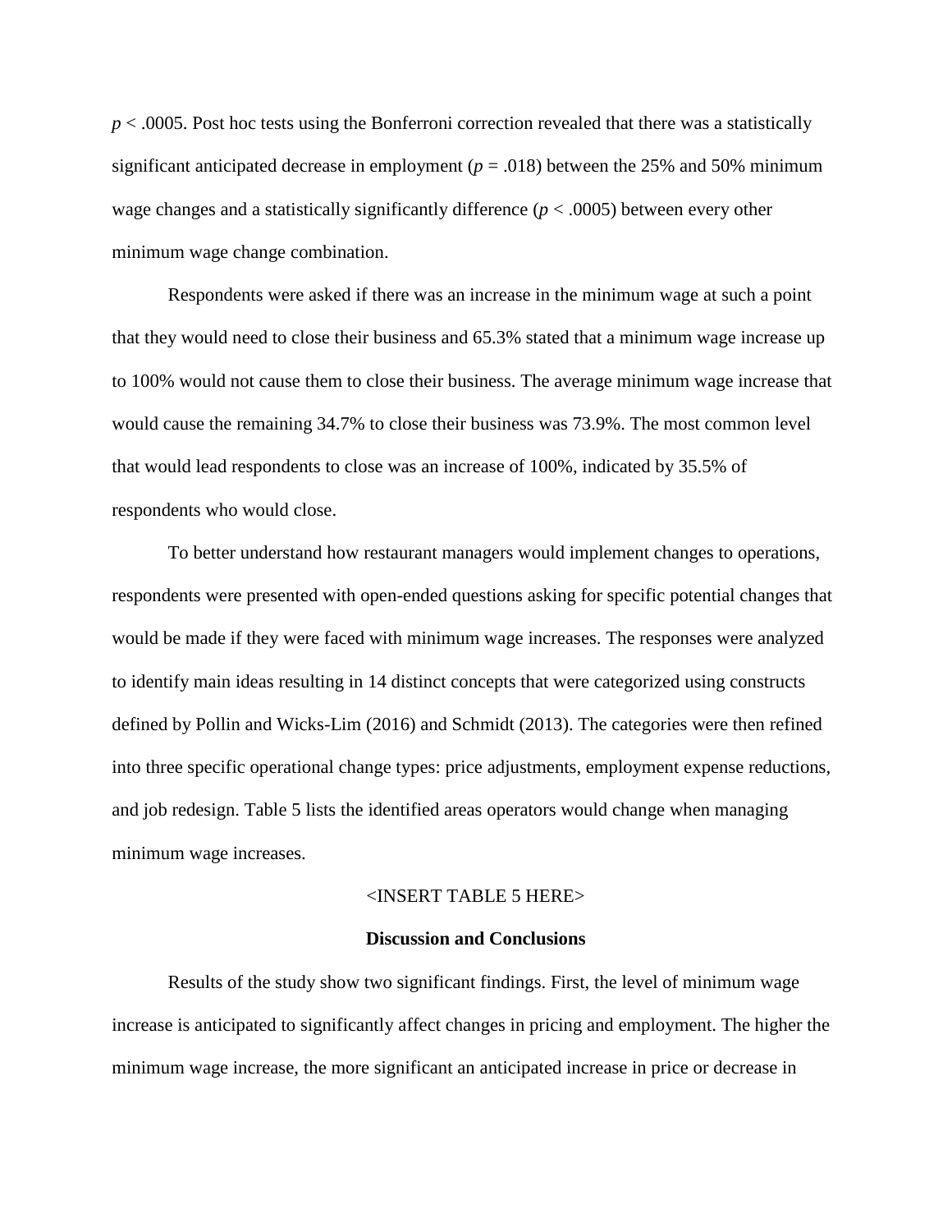$p < .0005$. Post hoc tests using the Bonferroni correction revealed that there was a statistically significant anticipated decrease in employment ($p = .018$) between the 25% and 50% minimum wage changes and a statistically significantly difference ($p < .0005$) between every other minimum wage change combination.

Respondents were asked if there was an increase in the minimum wage at such a point that they would need to close their business and 65.3% stated that a minimum wage increase up to 100% would not cause them to close their business. The average minimum wage increase that would cause the remaining 34.7% to close their business was 73.9%. The most common level that would lead respondents to close was an increase of 100%, indicated by 35.5% of respondents who would close.

To better understand how restaurant managers would implement changes to operations, respondents were presented with open-ended questions asking for specific potential changes that would be made if they were faced with minimum wage increases. The responses were analyzed to identify main ideas resulting in 14 distinct concepts that were categorized using constructs defined by Pollin and Wicks-Lim (2016) and Schmidt (2013). The categories were then refined into three specific operational change types: price adjustments, employment expense reductions, and job redesign. Table 5 lists the identified areas operators would change when managing minimum wage increases.

<INSERT TABLE 5 HERE>

## Discussion and Conclusions

Results of the study show two significant findings. First, the level of minimum wage increase is anticipated to significantly affect changes in pricing and employment. The higher the minimum wage increase, the more significant an anticipated increase in price or decrease in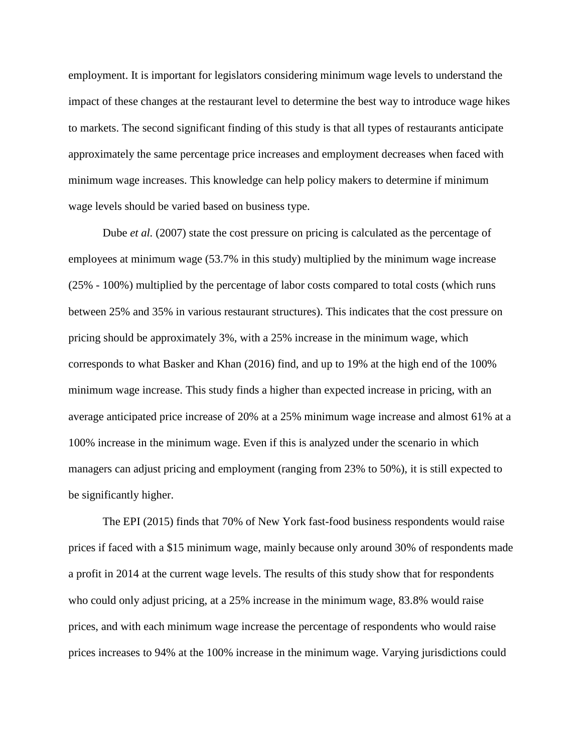employment. It is important for legislators considering minimum wage levels to understand the impact of these changes at the restaurant level to determine the best way to introduce wage hikes to markets. The second significant finding of this study is that all types of restaurants anticipate approximately the same percentage price increases and employment decreases when faced with minimum wage increases. This knowledge can help policy makers to determine if minimum wage levels should be varied based on business type.

Dube *et al.* (2007) state the cost pressure on pricing is calculated as the percentage of employees at minimum wage (53.7% in this study) multiplied by the minimum wage increase (25% - 100%) multiplied by the percentage of labor costs compared to total costs (which runs between 25% and 35% in various restaurant structures). This indicates that the cost pressure on pricing should be approximately 3%, with a 25% increase in the minimum wage, which corresponds to what Basker and Khan (2016) find, and up to 19% at the high end of the 100% minimum wage increase. This study finds a higher than expected increase in pricing, with an average anticipated price increase of 20% at a 25% minimum wage increase and almost 61% at a 100% increase in the minimum wage. Even if this is analyzed under the scenario in which managers can adjust pricing and employment (ranging from 23% to 50%), it is still expected to be significantly higher.

The EPI (2015) finds that 70% of New York fast-food business respondents would raise prices if faced with a $15 minimum wage, mainly because only around 30% of respondents made a profit in 2014 at the current wage levels. The results of this study show that for respondents who could only adjust pricing, at a 25% increase in the minimum wage, 83.8% would raise prices, and with each minimum wage increase the percentage of respondents who would raise prices increases to 94% at the 100% increase in the minimum wage. Varying jurisdictions could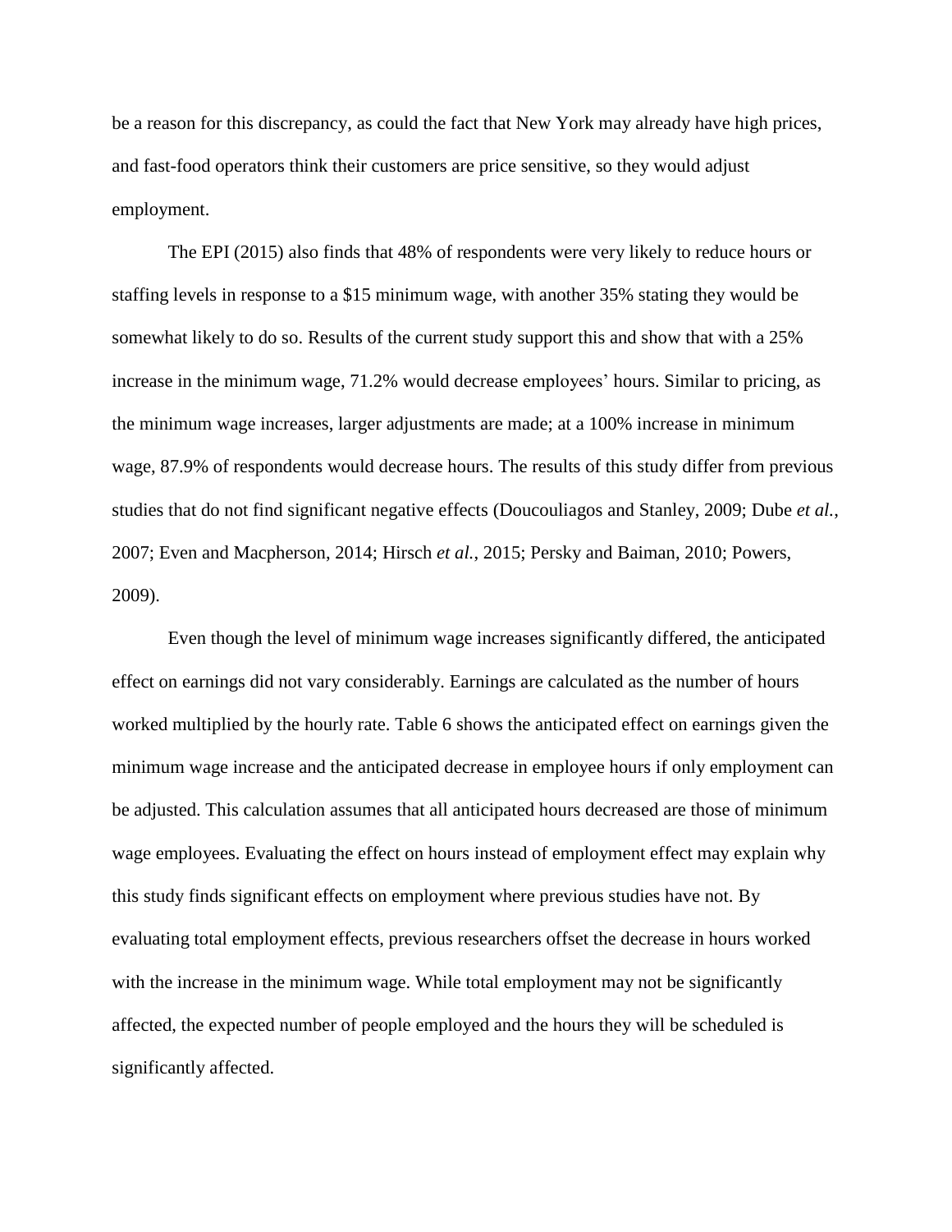be a reason for this discrepancy, as could the fact that New York may already have high prices, and fast-food operators think their customers are price sensitive, so they would adjust employment.

The EPI (2015) also finds that 48% of respondents were very likely to reduce hours or staffing levels in response to a $15 minimum wage, with another 35% stating they would be somewhat likely to do so. Results of the current study support this and show that with a 25% increase in the minimum wage, 71.2% would decrease employees' hours. Similar to pricing, as the minimum wage increases, larger adjustments are made; at a 100% increase in minimum wage, 87.9% of respondents would decrease hours. The results of this study differ from previous studies that do not find significant negative effects (Doucouliagos and Stanley, 2009; Dube *et al.*, 2007; Even and Macpherson, 2014; Hirsch *et al.*, 2015; Persky and Baiman, 2010; Powers, 2009).

Even though the level of minimum wage increases significantly differed, the anticipated effect on earnings did not vary considerably. Earnings are calculated as the number of hours worked multiplied by the hourly rate. Table 6 shows the anticipated effect on earnings given the minimum wage increase and the anticipated decrease in employee hours if only employment can be adjusted. This calculation assumes that all anticipated hours decreased are those of minimum wage employees. Evaluating the effect on hours instead of employment effect may explain why this study finds significant effects on employment where previous studies have not. By evaluating total employment effects, previous researchers offset the decrease in hours worked with the increase in the minimum wage. While total employment may not be significantly affected, the expected number of people employed and the hours they will be scheduled is significantly affected.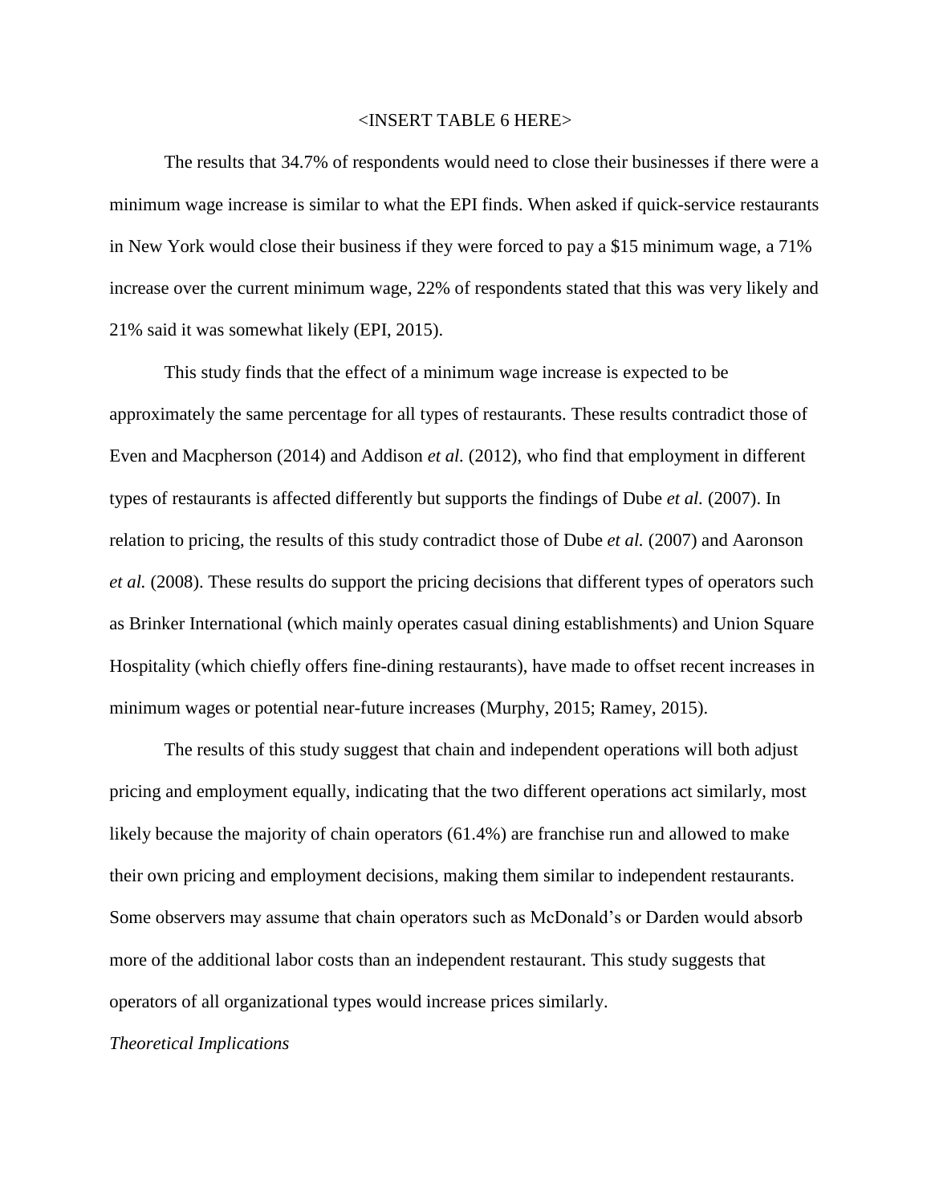<INSERT TABLE 6 HERE>

The results that 34.7% of respondents would need to close their businesses if there were a minimum wage increase is similar to what the EPI finds. When asked if quick-service restaurants in New York would close their business if they were forced to pay a $15 minimum wage, a 71% increase over the current minimum wage, 22% of respondents stated that this was very likely and 21% said it was somewhat likely (EPI, 2015).

This study finds that the effect of a minimum wage increase is expected to be approximately the same percentage for all types of restaurants. These results contradict those of Even and Macpherson (2014) and Addison *et al.* (2012), who find that employment in different types of restaurants is affected differently but supports the findings of Dube *et al.* (2007). In relation to pricing, the results of this study contradict those of Dube *et al.* (2007) and Aaronson *et al.* (2008). These results do support the pricing decisions that different types of operators such as Brinker International (which mainly operates casual dining establishments) and Union Square Hospitality (which chiefly offers fine-dining restaurants), have made to offset recent increases in minimum wages or potential near-future increases (Murphy, 2015; Ramey, 2015).

The results of this study suggest that chain and independent operations will both adjust pricing and employment equally, indicating that the two different operations act similarly, most likely because the majority of chain operators (61.4%) are franchise run and allowed to make their own pricing and employment decisions, making them similar to independent restaurants. Some observers may assume that chain operators such as McDonald's or Darden would absorb more of the additional labor costs than an independent restaurant. This study suggests that operators of all organizational types would increase prices similarly.

*Theoretical Implications*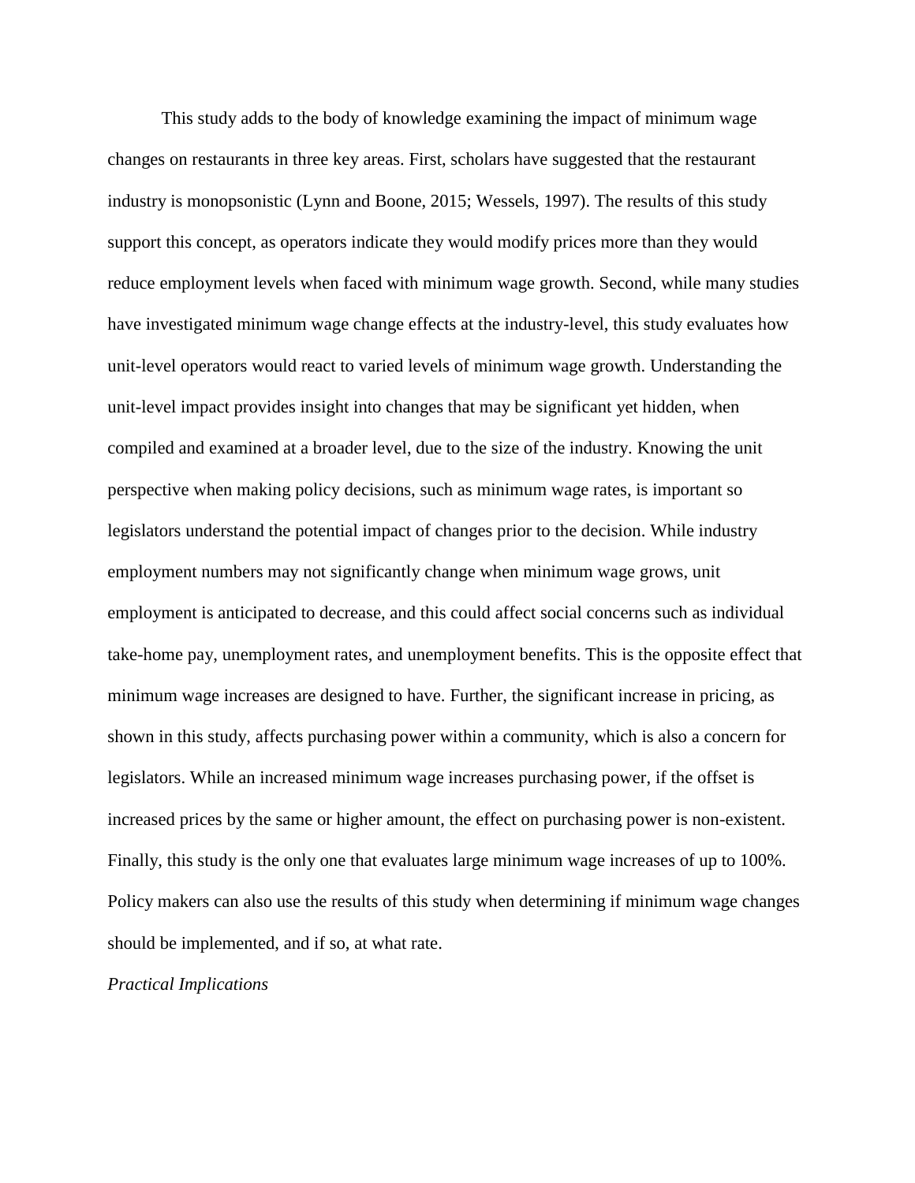This study adds to the body of knowledge examining the impact of minimum wage changes on restaurants in three key areas. First, scholars have suggested that the restaurant industry is monopsonistic (Lynn and Boone, 2015; Wessels, 1997). The results of this study support this concept, as operators indicate they would modify prices more than they would reduce employment levels when faced with minimum wage growth. Second, while many studies have investigated minimum wage change effects at the industry-level, this study evaluates how unit-level operators would react to varied levels of minimum wage growth. Understanding the unit-level impact provides insight into changes that may be significant yet hidden, when compiled and examined at a broader level, due to the size of the industry. Knowing the unit perspective when making policy decisions, such as minimum wage rates, is important so legislators understand the potential impact of changes prior to the decision. While industry employment numbers may not significantly change when minimum wage grows, unit employment is anticipated to decrease, and this could affect social concerns such as individual take-home pay, unemployment rates, and unemployment benefits. This is the opposite effect that minimum wage increases are designed to have. Further, the significant increase in pricing, as shown in this study, affects purchasing power within a community, which is also a concern for legislators. While an increased minimum wage increases purchasing power, if the offset is increased prices by the same or higher amount, the effect on purchasing power is non-existent. Finally, this study is the only one that evaluates large minimum wage increases of up to 100%. Policy makers can also use the results of this study when determining if minimum wage changes should be implemented, and if so, at what rate.

*Practical Implications*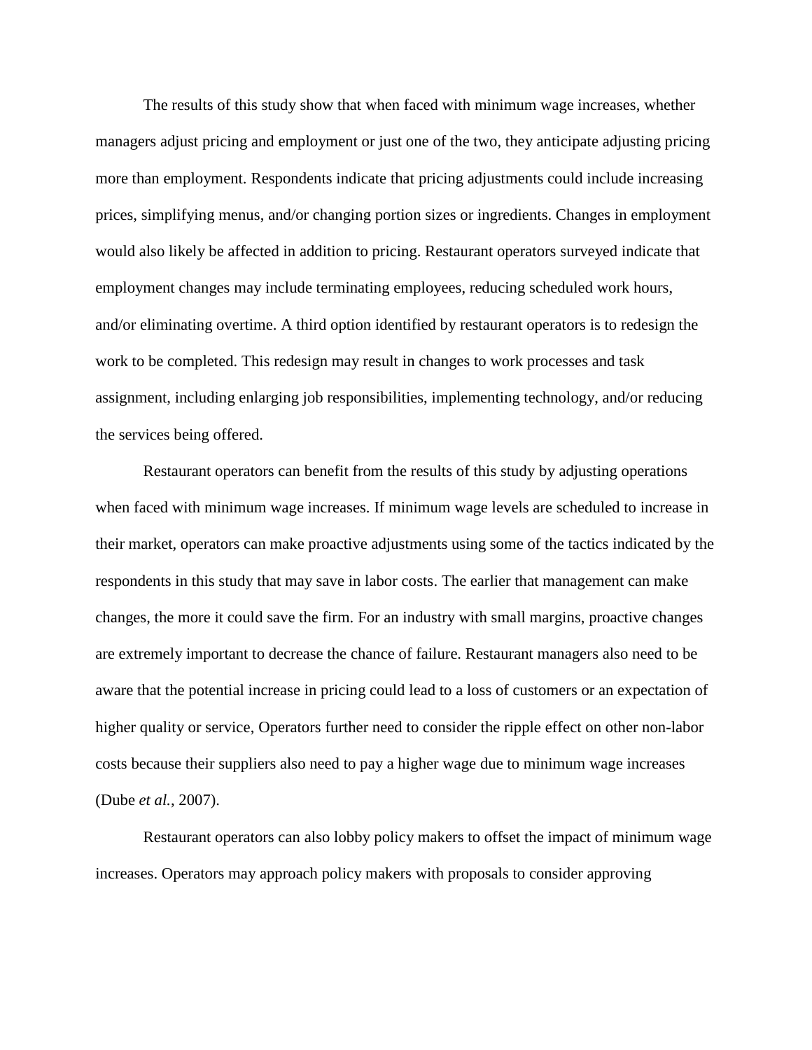The results of this study show that when faced with minimum wage increases, whether managers adjust pricing and employment or just one of the two, they anticipate adjusting pricing more than employment. Respondents indicate that pricing adjustments could include increasing prices, simplifying menus, and/or changing portion sizes or ingredients. Changes in employment would also likely be affected in addition to pricing. Restaurant operators surveyed indicate that employment changes may include terminating employees, reducing scheduled work hours, and/or eliminating overtime. A third option identified by restaurant operators is to redesign the work to be completed. This redesign may result in changes to work processes and task assignment, including enlarging job responsibilities, implementing technology, and/or reducing the services being offered.

Restaurant operators can benefit from the results of this study by adjusting operations when faced with minimum wage increases. If minimum wage levels are scheduled to increase in their market, operators can make proactive adjustments using some of the tactics indicated by the respondents in this study that may save in labor costs. The earlier that management can make changes, the more it could save the firm. For an industry with small margins, proactive changes are extremely important to decrease the chance of failure. Restaurant managers also need to be aware that the potential increase in pricing could lead to a loss of customers or an expectation of higher quality or service, Operators further need to consider the ripple effect on other non-labor costs because their suppliers also need to pay a higher wage due to minimum wage increases (Dube *et al.*, 2007).

Restaurant operators can also lobby policy makers to offset the impact of minimum wage increases. Operators may approach policy makers with proposals to consider approving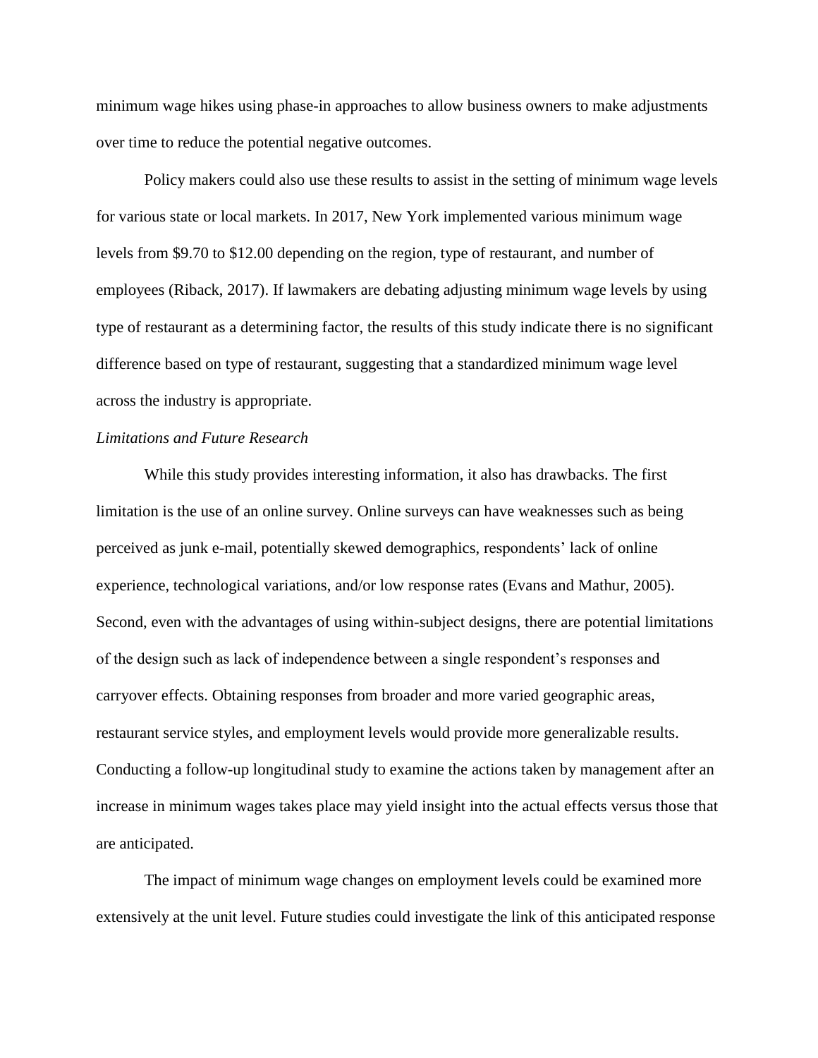minimum wage hikes using phase-in approaches to allow business owners to make adjustments over time to reduce the potential negative outcomes.

Policy makers could also use these results to assist in the setting of minimum wage levels for various state or local markets. In 2017, New York implemented various minimum wage levels from $9.70 to $12.00 depending on the region, type of restaurant, and number of employees (Riback, 2017). If lawmakers are debating adjusting minimum wage levels by using type of restaurant as a determining factor, the results of this study indicate there is no significant difference based on type of restaurant, suggesting that a standardized minimum wage level across the industry is appropriate.

*Limitations and Future Research*

While this study provides interesting information, it also has drawbacks. The first limitation is the use of an online survey. Online surveys can have weaknesses such as being perceived as junk e-mail, potentially skewed demographics, respondents' lack of online experience, technological variations, and/or low response rates (Evans and Mathur, 2005). Second, even with the advantages of using within-subject designs, there are potential limitations of the design such as lack of independence between a single respondent's responses and carryover effects. Obtaining responses from broader and more varied geographic areas, restaurant service styles, and employment levels would provide more generalizable results. Conducting a follow-up longitudinal study to examine the actions taken by management after an increase in minimum wages takes place may yield insight into the actual effects versus those that are anticipated.

The impact of minimum wage changes on employment levels could be examined more extensively at the unit level. Future studies could investigate the link of this anticipated response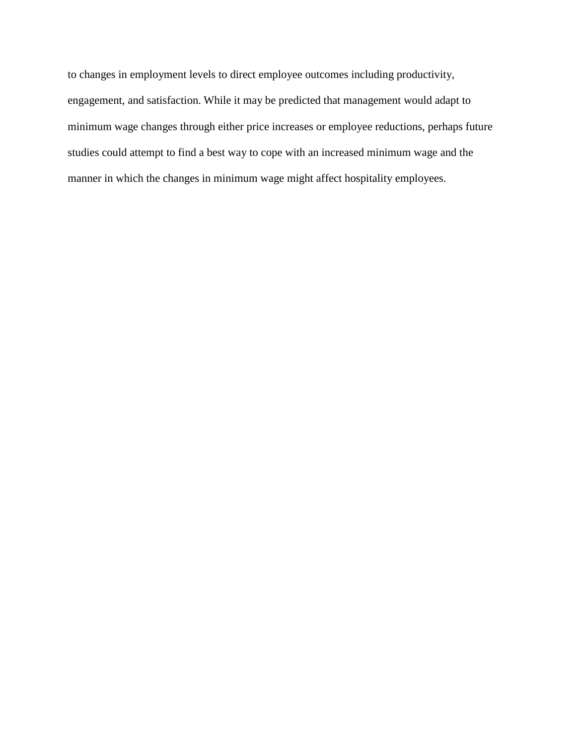to changes in employment levels to direct employee outcomes including productivity, engagement, and satisfaction. While it may be predicted that management would adapt to minimum wage changes through either price increases or employee reductions, perhaps future studies could attempt to find a best way to cope with an increased minimum wage and the manner in which the changes in minimum wage might affect hospitality employees.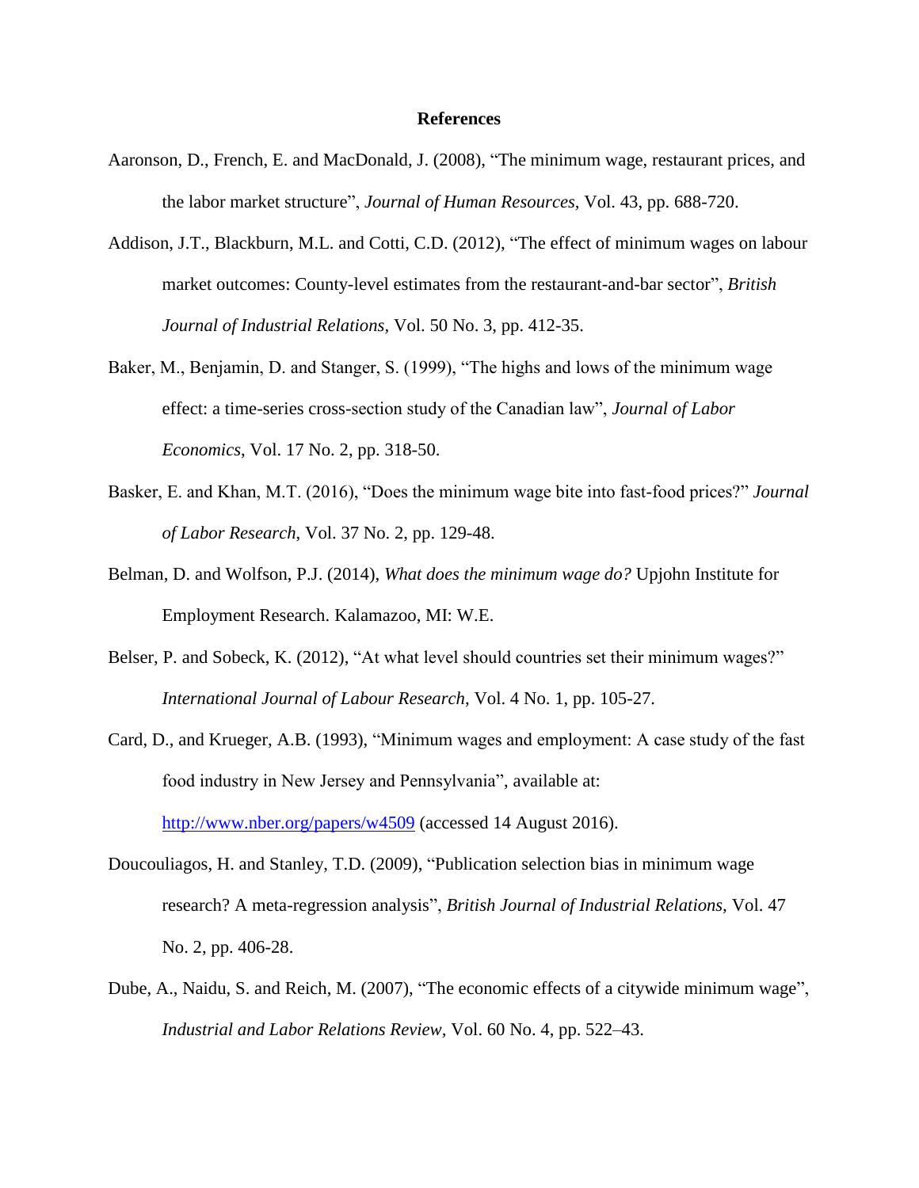## References

Aaronson, D., French, E. and MacDonald, J. (2008), "The minimum wage, restaurant prices, and the labor market structure", *Journal of Human Resources,* Vol. 43, pp. 688-720.

Addison, J.T., Blackburn, M.L. and Cotti, C.D. (2012), "The effect of minimum wages on labour market outcomes: County-level estimates from the restaurant-and-bar sector", *British Journal of Industrial Relations,* Vol. 50 No. 3, pp. 412-35.

Baker, M., Benjamin, D. and Stanger, S. (1999), "The highs and lows of the minimum wage effect: a time-series cross-section study of the Canadian law", *Journal of Labor Economics*, Vol. 17 No. 2, pp. 318-50.

Basker, E. and Khan, M.T. (2016), "Does the minimum wage bite into fast-food prices?" *Journal of Labor Research*, Vol. 37 No. 2, pp. 129-48.

Belman, D. and Wolfson, P.J. (2014), *What does the minimum wage do?* Upjohn Institute for Employment Research. Kalamazoo, MI: W.E.

Belser, P. and Sobeck, K. (2012), "At what level should countries set their minimum wages?" *International Journal of Labour Research*, Vol. 4 No. 1, pp. 105-27.

Card, D., and Krueger, A.B. (1993), "Minimum wages and employment: A case study of the fast food industry in New Jersey and Pennsylvania", available at: http://www.nber.org/papers/w4509 (accessed 14 August 2016).

Doucouliagos, H. and Stanley, T.D. (2009), "Publication selection bias in minimum wage research? A meta-regression analysis", *British Journal of Industrial Relations,* Vol. 47 No. 2, pp. 406-28.

Dube, A., Naidu, S. and Reich, M. (2007), "The economic effects of a citywide minimum wage", *Industrial and Labor Relations Review,* Vol. 60 No. 4, pp. 522–43.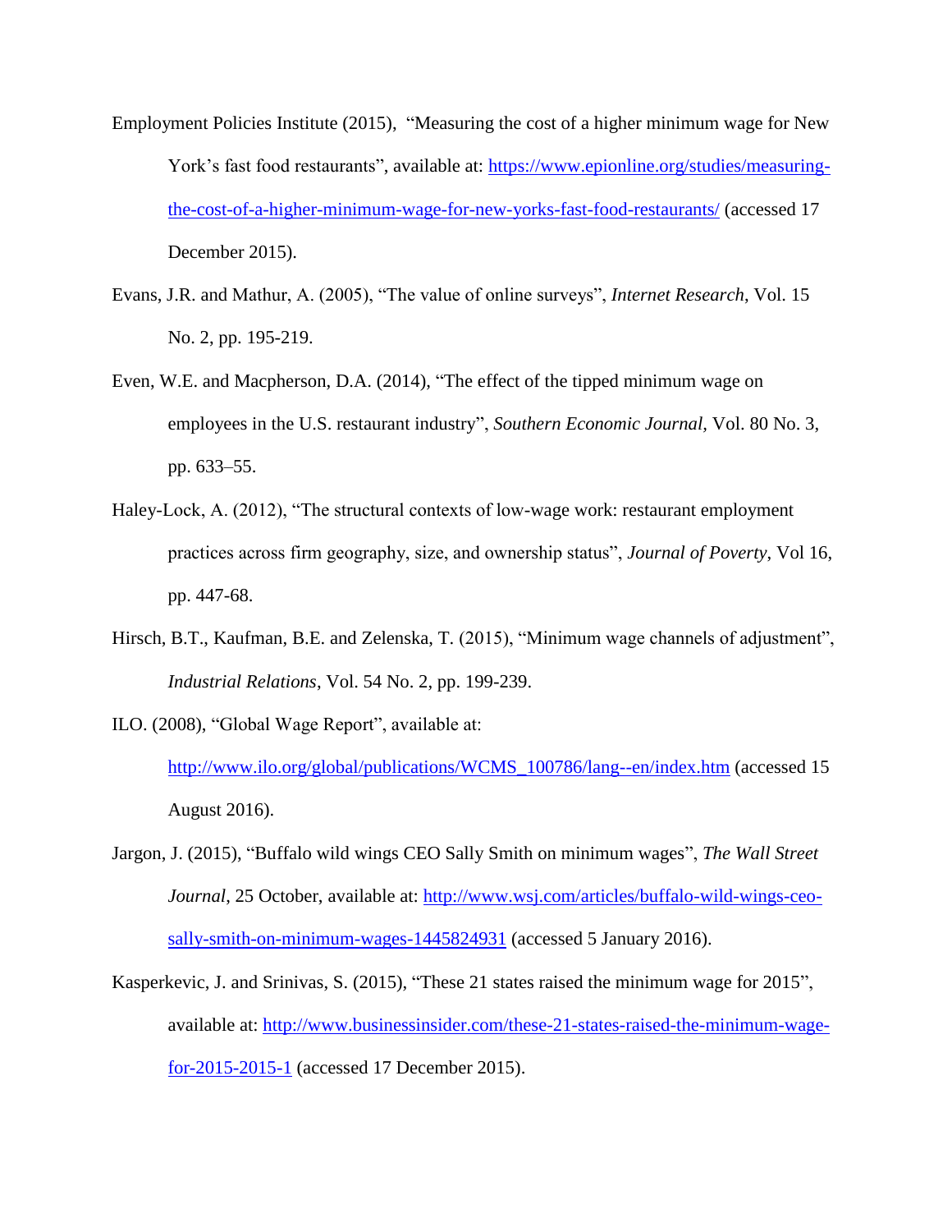Employment Policies Institute (2015), "Measuring the cost of a higher minimum wage for New York's fast food restaurants", available at: https://www.epionline.org/studies/measuring-the-cost-of-a-higher-minimum-wage-for-new-yorks-fast-food-restaurants/ (accessed 17 December 2015).

Evans, J.R. and Mathur, A. (2005), "The value of online surveys", *Internet Research*, Vol. 15 No. 2, pp. 195-219.

Even, W.E. and Macpherson, D.A. (2014), "The effect of the tipped minimum wage on employees in the U.S. restaurant industry", *Southern Economic Journal,* Vol. 80 No. 3, pp. 633–55.

Haley-Lock, A. (2012), "The structural contexts of low-wage work: restaurant employment practices across firm geography, size, and ownership status", *Journal of Poverty*, Vol 16, pp. 447-68.

Hirsch, B.T., Kaufman, B.E. and Zelenska, T. (2015), "Minimum wage channels of adjustment", *Industrial Relations*, Vol. 54 No. 2, pp. 199-239.

ILO. (2008), "Global Wage Report", available at: http://www.ilo.org/global/publications/WCMS_100786/lang--en/index.htm (accessed 15 August 2016).

Jargon, J. (2015), "Buffalo wild wings CEO Sally Smith on minimum wages", *The Wall Street Journal*, 25 October, available at: http://www.wsj.com/articles/buffalo-wild-wings-ceo-sally-smith-on-minimum-wages-1445824931 (accessed 5 January 2016).

Kasperkevic, J. and Srinivas, S. (2015), "These 21 states raised the minimum wage for 2015", available at: http://www.businessinsider.com/these-21-states-raised-the-minimum-wage-for-2015-2015-1 (accessed 17 December 2015).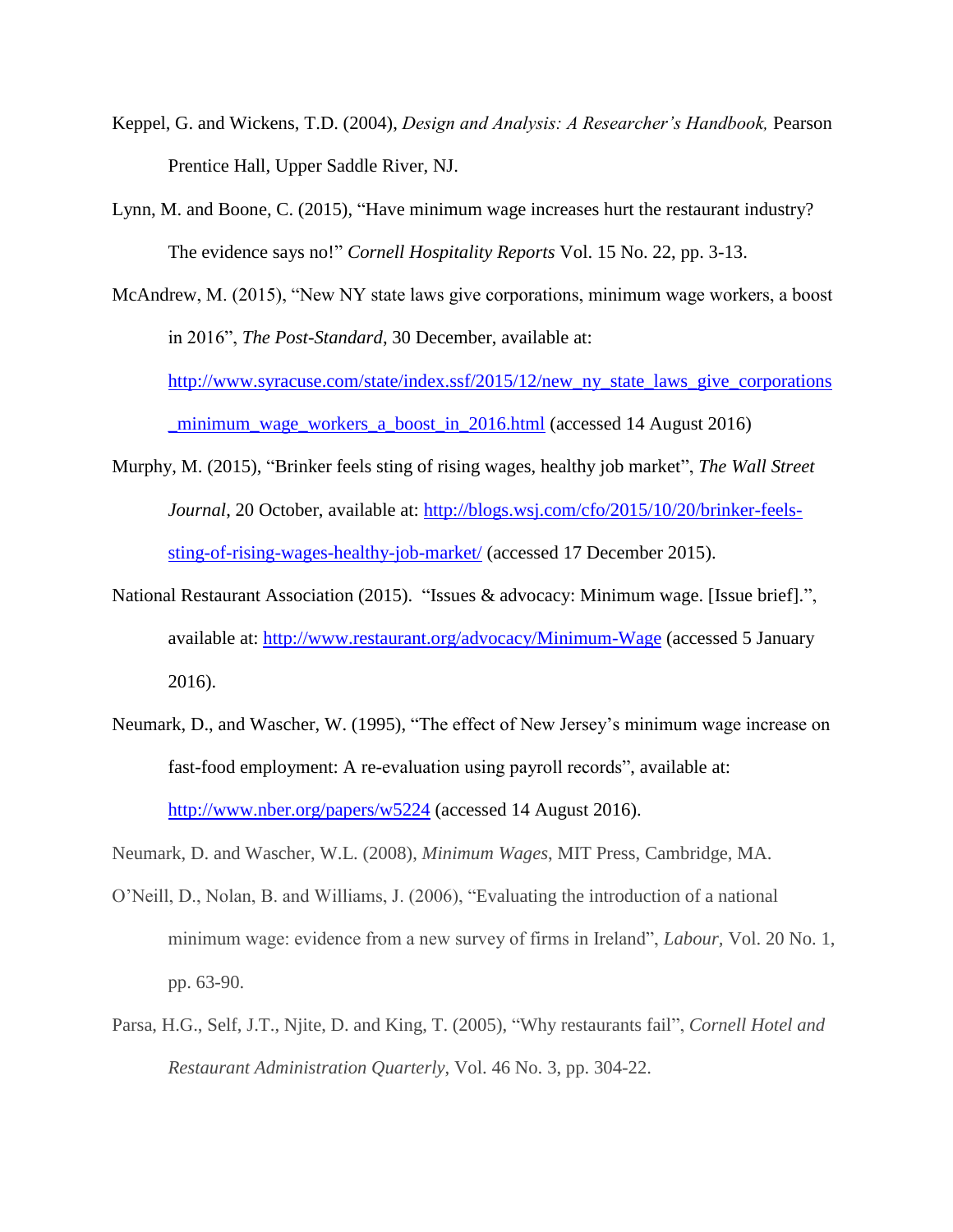Keppel, G. and Wickens, T.D. (2004), *Design and Analysis: A Researcher's Handbook,* Pearson Prentice Hall, Upper Saddle River, NJ.

Lynn, M. and Boone, C. (2015), "Have minimum wage increases hurt the restaurant industry? The evidence says no!" *Cornell Hospitality Reports* Vol. 15 No. 22, pp. 3-13.

McAndrew, M. (2015), "New NY state laws give corporations, minimum wage workers, a boost in 2016", *The Post-Standard*, 30 December, available at: [http://www.syracuse.com/state/index.ssf/2015/12/new_ny_state_laws_give_corporations_minimum_wage_workers_a_boost_in_2016.html](http://www.syracuse.com/state/index.ssf/2015/12/new_ny_state_laws_give_corporations_minimum_wage_workers_a_boost_in_2016.html) (accessed 14 August 2016)

Murphy, M. (2015), "Brinker feels sting of rising wages, healthy job market", *The Wall Street Journal*, 20 October, available at: [http://blogs.wsj.com/cfo/2015/10/20/brinker-feels-sting-of-rising-wages-healthy-job-market/](http://blogs.wsj.com/cfo/2015/10/20/brinker-feels-sting-of-rising-wages-healthy-job-market/) (accessed 17 December 2015).

National Restaurant Association (2015). "Issues & advocacy: Minimum wage. [Issue brief].", available at: [http://www.restaurant.org/advocacy/Minimum-Wage](http://www.restaurant.org/advocacy/Minimum-Wage) (accessed 5 January 2016).

Neumark, D., and Wascher, W. (1995), "The effect of New Jersey's minimum wage increase on fast-food employment: A re-evaluation using payroll records", available at: [http://www.nber.org/papers/w5224](http://www.nber.org/papers/w5224) (accessed 14 August 2016).

Neumark, D. and Wascher, W.L. (2008), *Minimum Wages*, MIT Press, Cambridge, MA.

O'Neill, D., Nolan, B. and Williams, J. (2006), "Evaluating the introduction of a national minimum wage: evidence from a new survey of firms in Ireland", *Labour,* Vol. 20 No. 1, pp. 63-90.

Parsa, H.G., Self, J.T., Njite, D. and King, T. (2005), "Why restaurants fail", *Cornell Hotel and Restaurant Administration Quarterly*, Vol. 46 No. 3, pp. 304-22.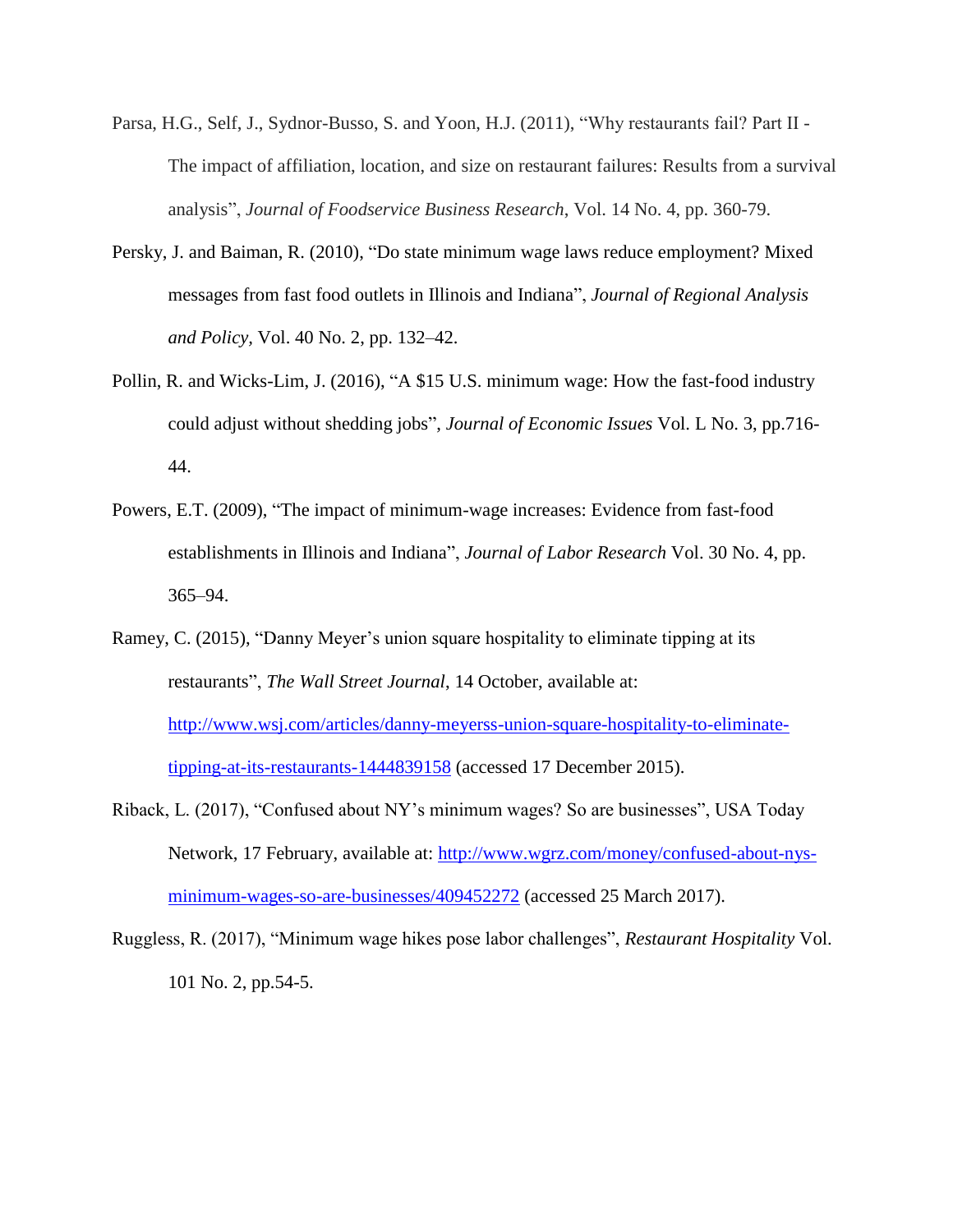Parsa, H.G., Self, J., Sydnor-Busso, S. and Yoon, H.J. (2011), "Why restaurants fail? Part II - The impact of affiliation, location, and size on restaurant failures: Results from a survival analysis", *Journal of Foodservice Business Research*, Vol. 14 No. 4, pp. 360-79.

Persky, J. and Baiman, R. (2010), "Do state minimum wage laws reduce employment? Mixed messages from fast food outlets in Illinois and Indiana", *Journal of Regional Analysis and Policy*, Vol. 40 No. 2, pp. 132–42.

Pollin, R. and Wicks-Lim, J. (2016), "A $15 U.S. minimum wage: How the fast-food industry could adjust without shedding jobs", *Journal of Economic Issues* Vol. L No. 3, pp.716-44.

Powers, E.T. (2009), "The impact of minimum-wage increases: Evidence from fast-food establishments in Illinois and Indiana", *Journal of Labor Research* Vol. 30 No. 4, pp. 365–94.

Ramey, C. (2015), "Danny Meyer's union square hospitality to eliminate tipping at its restaurants", *The Wall Street Journal*, 14 October, available at: http://www.wsj.com/articles/danny-meyerss-union-square-hospitality-to-eliminate-tipping-at-its-restaurants-1444839158 (accessed 17 December 2015).

Riback, L. (2017), "Confused about NY's minimum wages? So are businesses", USA Today Network, 17 February, available at: http://www.wgrz.com/money/confused-about-nys-minimum-wages-so-are-businesses/409452272 (accessed 25 March 2017).

Ruggless, R. (2017), "Minimum wage hikes pose labor challenges", *Restaurant Hospitality* Vol. 101 No. 2, pp.54-5.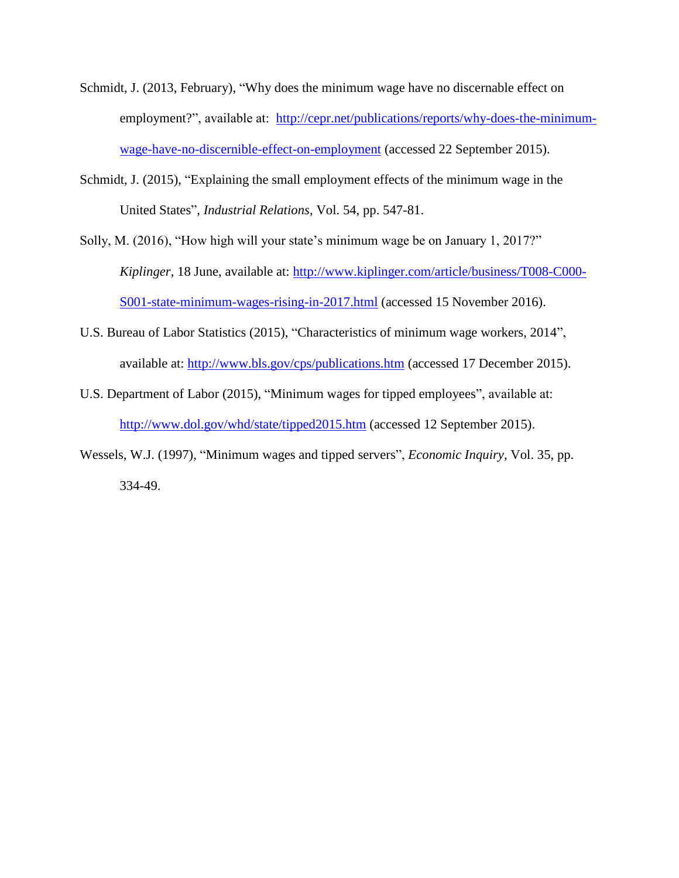Schmidt, J. (2013, February), "Why does the minimum wage have no discernable effect on employment?", available at: http://cepr.net/publications/reports/why-does-the-minimum-wage-have-no-discernible-effect-on-employment (accessed 22 September 2015).

Schmidt, J. (2015), "Explaining the small employment effects of the minimum wage in the United States", *Industrial Relations*, Vol. 54, pp. 547-81.

Solly, M. (2016), "How high will your state's minimum wage be on January 1, 2017?" *Kiplinger*, 18 June, available at: http://www.kiplinger.com/article/business/T008-C000-S001-state-minimum-wages-rising-in-2017.html (accessed 15 November 2016).

U.S. Bureau of Labor Statistics (2015), "Characteristics of minimum wage workers, 2014", available at: http://www.bls.gov/cps/publications.htm (accessed 17 December 2015).

U.S. Department of Labor (2015), "Minimum wages for tipped employees", available at: http://www.dol.gov/whd/state/tipped2015.htm (accessed 12 September 2015).

Wessels, W.J. (1997), "Minimum wages and tipped servers", *Economic Inquiry*, Vol. 35, pp. 334-49.